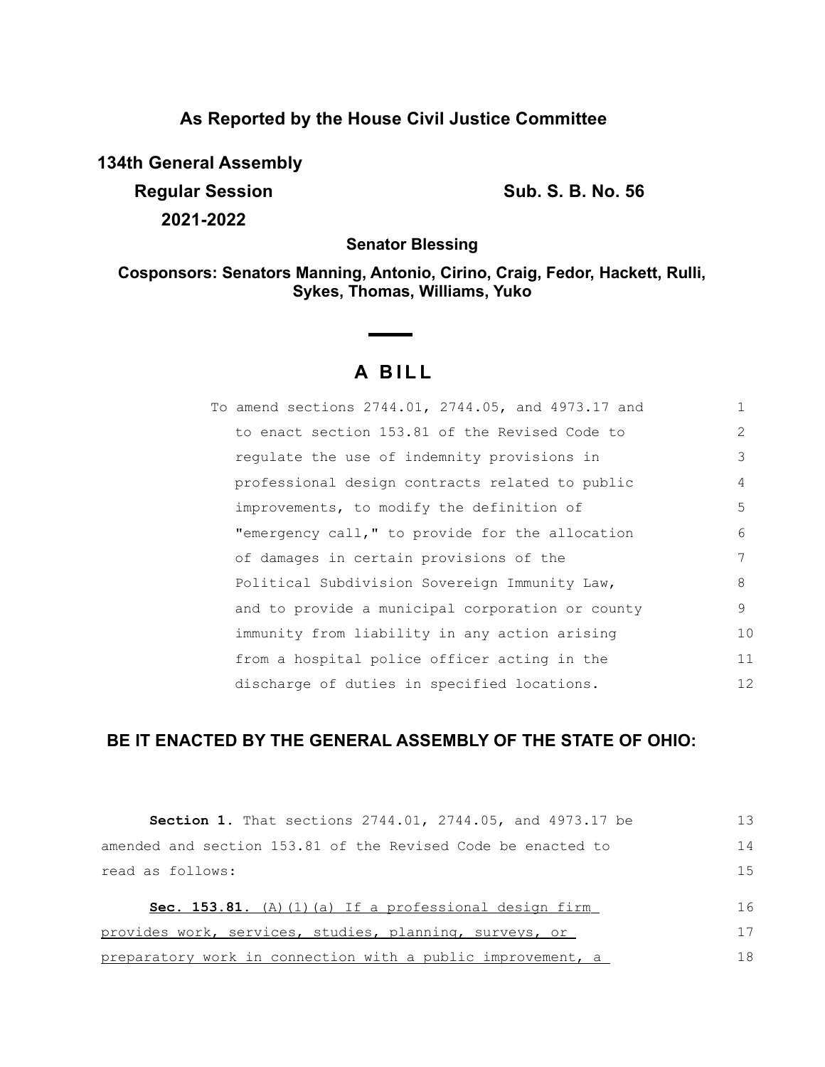**As Reported by the House Civil Justice Committee**

**134th General Assembly**

**Regular Session** **Sub. S. B. No. 56**

**2021-2022**

**Senator Blessing**

**Cosponsors: Senators Manning, Antonio, Cirino, Craig, Fedor, Hackett, Rulli, Sykes, Thomas, Williams, Yuko**

# A BILL

To amend sections 2744.01, 2744.05, and 4973.17 and to enact section 153.81 of the Revised Code to regulate the use of indemnity provisions in professional design contracts related to public improvements, to modify the definition of "emergency call," to provide for the allocation of damages in certain provisions of the Political Subdivision Sovereign Immunity Law, and to provide a municipal corporation or county immunity from liability in any action arising from a hospital police officer acting in the discharge of duties in specified locations.

**BE IT ENACTED BY THE GENERAL ASSEMBLY OF THE STATE OF OHIO:**

**Section 1.** That sections 2744.01, 2744.05, and 4973.17 be amended and section 153.81 of the Revised Code be enacted to read as follows:

**Sec. 153.81.** (A)(1)(a) If a professional design firm provides work, services, studies, planning, surveys, or preparatory work in connection with a public improvement, a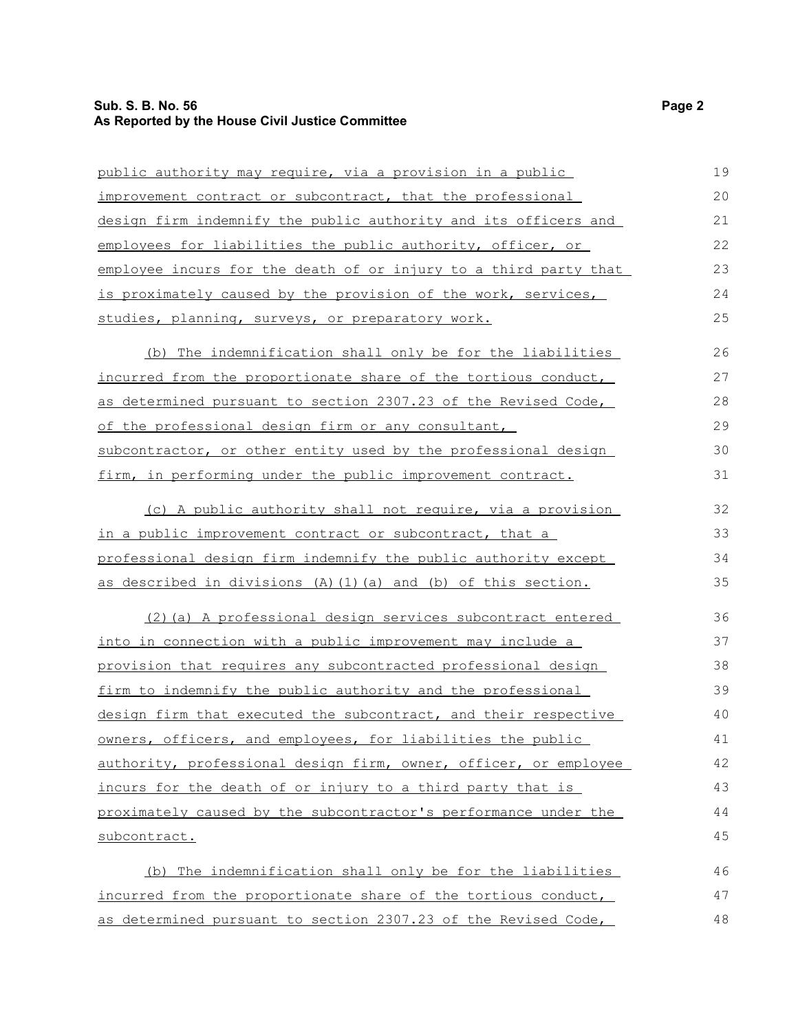public authority may require, via a provision in a public improvement contract or subcontract, that the professional design firm indemnify the public authority and its officers and employees for liabilities the public authority, officer, or employee incurs for the death of or injury to a third party that is proximately caused by the provision of the work, services, studies, planning, surveys, or preparatory work.

(b) The indemnification shall only be for the liabilities incurred from the proportionate share of the tortious conduct, as determined pursuant to section 2307.23 of the Revised Code, of the professional design firm or any consultant, subcontractor, or other entity used by the professional design firm, in performing under the public improvement contract.

(c) A public authority shall not require, via a provision in a public improvement contract or subcontract, that a professional design firm indemnify the public authority except as described in divisions (A)(1)(a) and (b) of this section.

(2)(a) A professional design services subcontract entered into in connection with a public improvement may include a provision that requires any subcontracted professional design firm to indemnify the public authority and the professional design firm that executed the subcontract, and their respective owners, officers, and employees, for liabilities the public authority, professional design firm, owner, officer, or employee incurs for the death of or injury to a third party that is proximately caused by the subcontractor's performance under the subcontract.

(b) The indemnification shall only be for the liabilities incurred from the proportionate share of the tortious conduct, as determined pursuant to section 2307.23 of the Revised Code,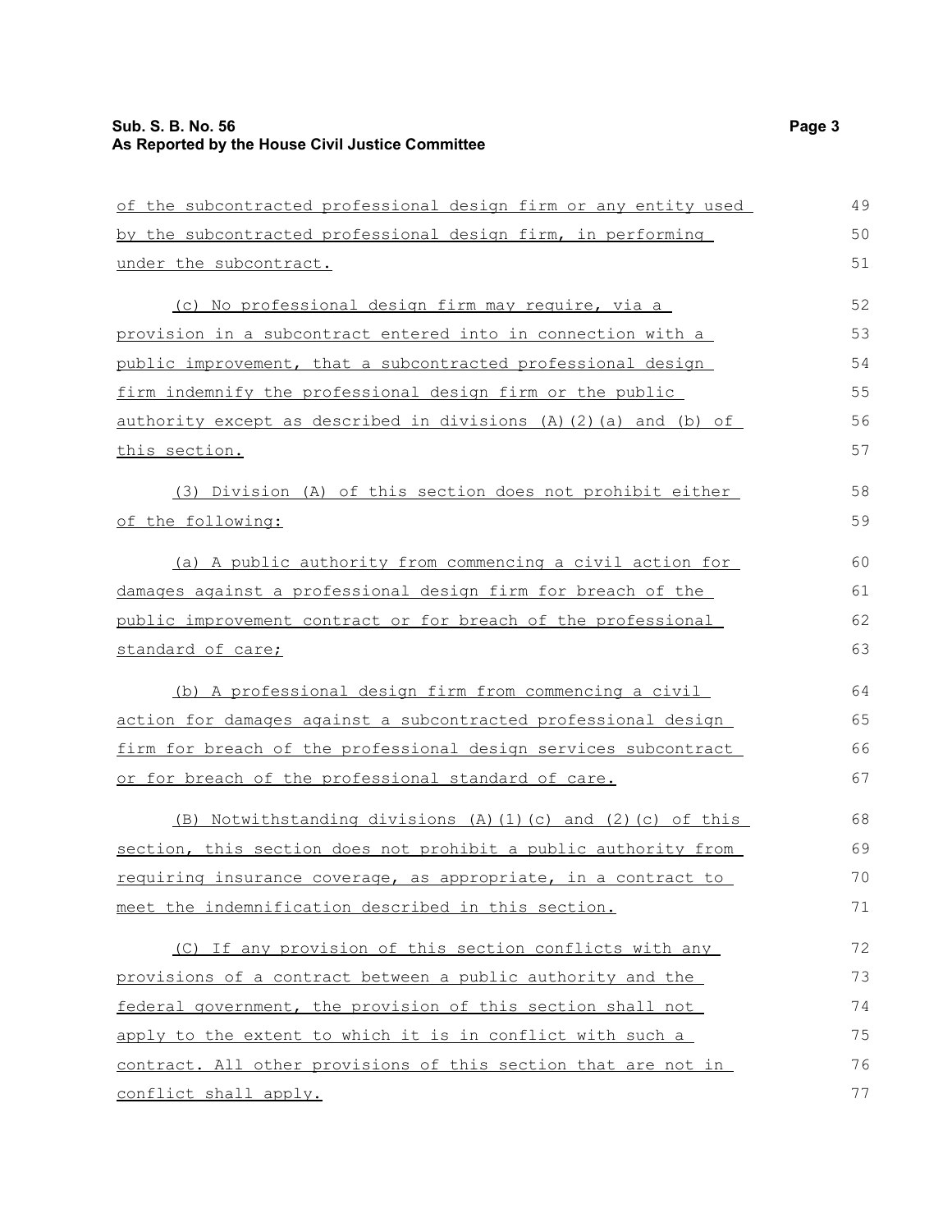of the subcontracted professional design firm or any entity used by the subcontracted professional design firm, in performing under the subcontract.

(c) No professional design firm may require, via a provision in a subcontract entered into in connection with a public improvement, that a subcontracted professional design firm indemnify the professional design firm or the public authority except as described in divisions (A)(2)(a) and (b) of this section.

(3) Division (A) of this section does not prohibit either of the following:

(a) A public authority from commencing a civil action for damages against a professional design firm for breach of the public improvement contract or for breach of the professional standard of care;

(b) A professional design firm from commencing a civil action for damages against a subcontracted professional design firm for breach of the professional design services subcontract or for breach of the professional standard of care.

(B) Notwithstanding divisions (A)(1)(c) and (2)(c) of this section, this section does not prohibit a public authority from requiring insurance coverage, as appropriate, in a contract to meet the indemnification described in this section.

(C) If any provision of this section conflicts with any provisions of a contract between a public authority and the federal government, the provision of this section shall not apply to the extent to which it is in conflict with such a contract. All other provisions of this section that are not in conflict shall apply.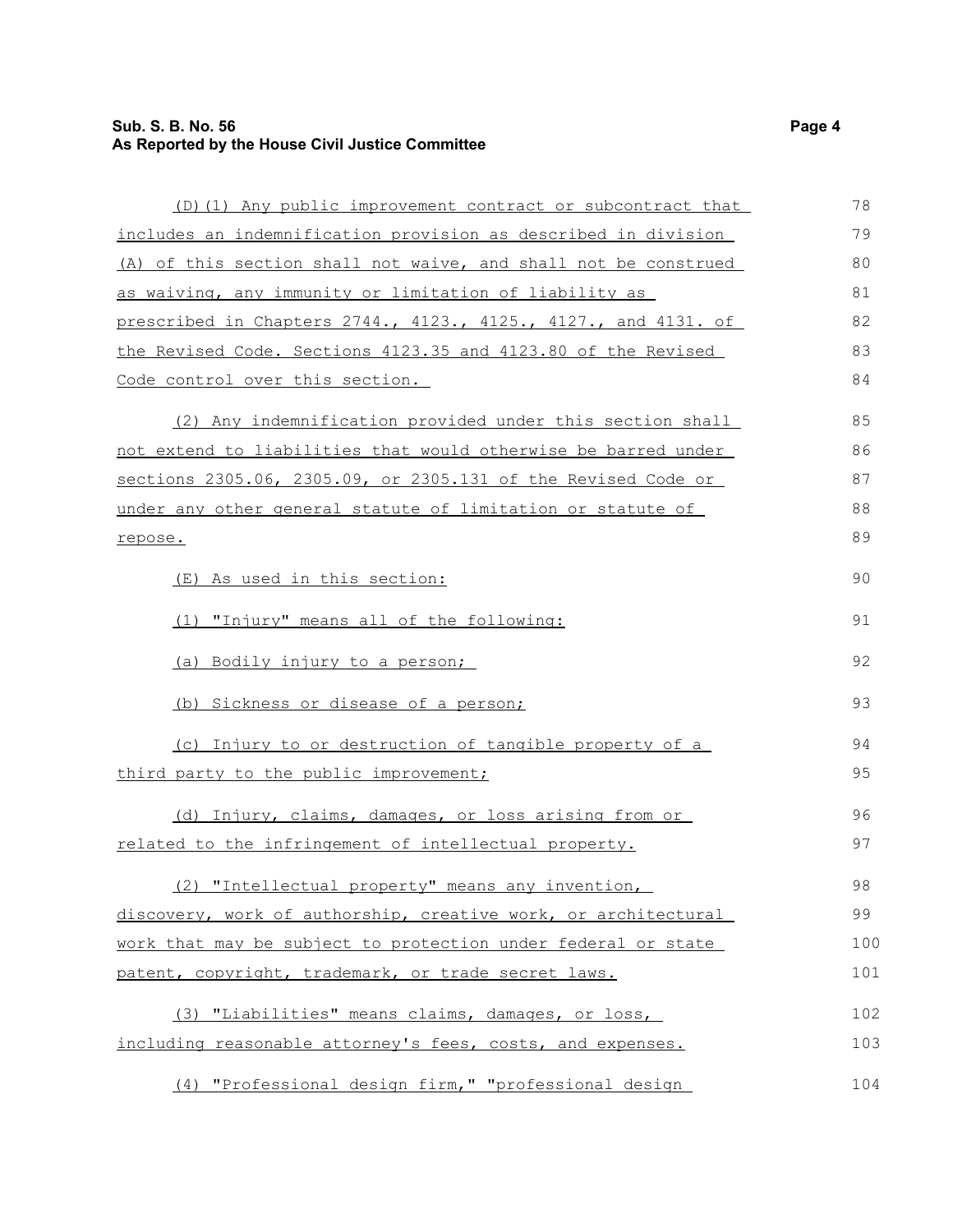(D)(1) Any public improvement contract or subcontract that includes an indemnification provision as described in division (A) of this section shall not waive, and shall not be construed as waiving, any immunity or limitation of liability as prescribed in Chapters 2744., 4123., 4125., 4127., and 4131. of the Revised Code. Sections 4123.35 and 4123.80 of the Revised Code control over this section.

(2) Any indemnification provided under this section shall not extend to liabilities that would otherwise be barred under sections 2305.06, 2305.09, or 2305.131 of the Revised Code or under any other general statute of limitation or statute of repose.

(E) As used in this section:

(1) "Injury" means all of the following:

(a) Bodily injury to a person;

(b) Sickness or disease of a person;

(c) Injury to or destruction of tangible property of a third party to the public improvement;

(d) Injury, claims, damages, or loss arising from or related to the infringement of intellectual property.

(2) "Intellectual property" means any invention, discovery, work of authorship, creative work, or architectural work that may be subject to protection under federal or state patent, copyright, trademark, or trade secret laws.

(3) "Liabilities" means claims, damages, or loss, including reasonable attorney's fees, costs, and expenses.

(4) "Professional design firm," "professional design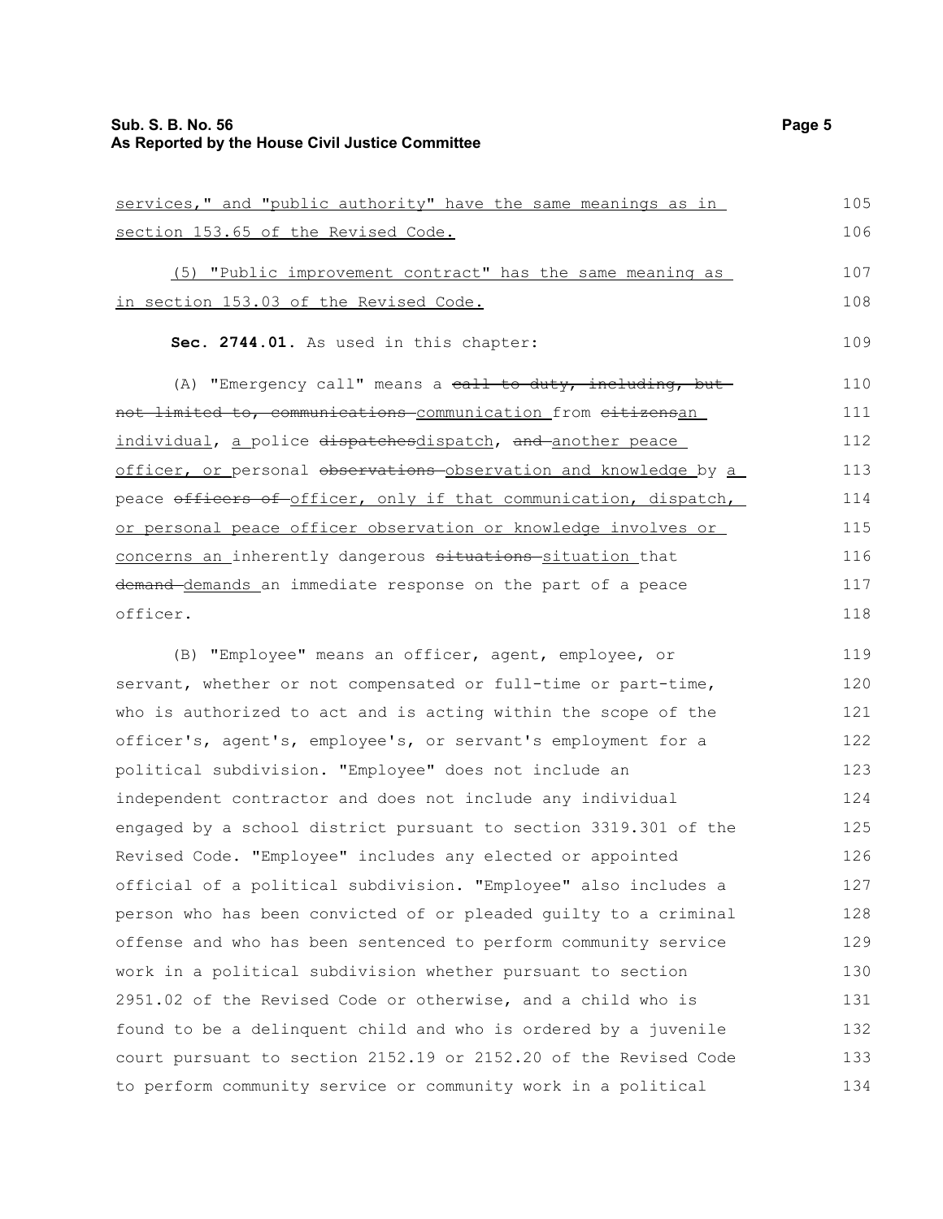services," and "public authority" have the same meanings as in section 153.65 of the Revised Code.

(5) "Public improvement contract" has the same meaning as in section 153.03 of the Revised Code.

**Sec. 2744.01.** As used in this chapter:

(A) "Emergency call" means a ~~call to duty, including, but not limited to, communications~~ communication from ~~citizens~~an individual, a police ~~dispatches~~dispatch, ~~and~~ another peace officer, or personal ~~observations~~ observation and knowledge by a peace ~~officers of~~ officer, only if that communication, dispatch, or personal peace officer observation or knowledge involves or concerns an inherently dangerous ~~situations~~ situation that ~~demand~~ demands an immediate response on the part of a peace officer.

(B) "Employee" means an officer, agent, employee, or servant, whether or not compensated or full-time or part-time, who is authorized to act and is acting within the scope of the officer's, agent's, employee's, or servant's employment for a political subdivision. "Employee" does not include an independent contractor and does not include any individual engaged by a school district pursuant to section 3319.301 of the Revised Code. "Employee" includes any elected or appointed official of a political subdivision. "Employee" also includes a person who has been convicted of or pleaded guilty to a criminal offense and who has been sentenced to perform community service work in a political subdivision whether pursuant to section 2951.02 of the Revised Code or otherwise, and a child who is found to be a delinquent child and who is ordered by a juvenile court pursuant to section 2152.19 or 2152.20 of the Revised Code to perform community service or community work in a political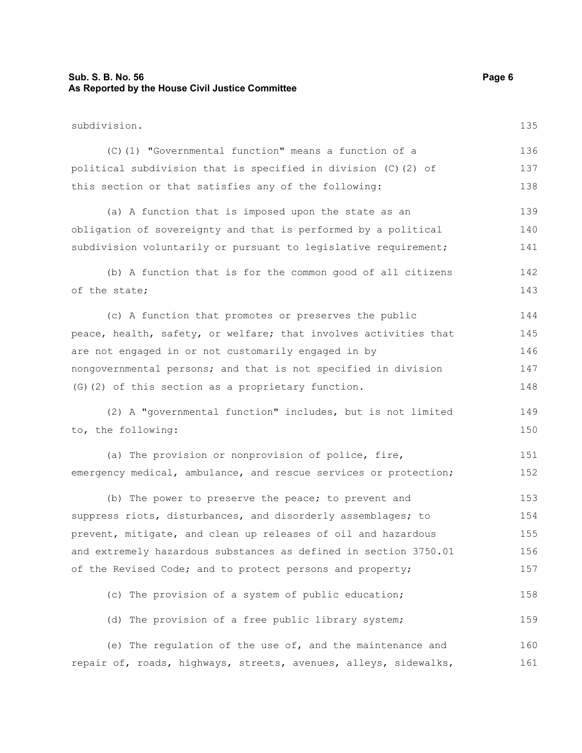subdivision.

(C)(1) "Governmental function" means a function of a political subdivision that is specified in division (C)(2) of this section or that satisfies any of the following:

(a) A function that is imposed upon the state as an obligation of sovereignty and that is performed by a political subdivision voluntarily or pursuant to legislative requirement;

(b) A function that is for the common good of all citizens of the state;

(c) A function that promotes or preserves the public peace, health, safety, or welfare; that involves activities that are not engaged in or not customarily engaged in by nongovernmental persons; and that is not specified in division (G)(2) of this section as a proprietary function.

(2) A "governmental function" includes, but is not limited to, the following:

(a) The provision or nonprovision of police, fire, emergency medical, ambulance, and rescue services or protection;

(b) The power to preserve the peace; to prevent and suppress riots, disturbances, and disorderly assemblages; to prevent, mitigate, and clean up releases of oil and hazardous and extremely hazardous substances as defined in section 3750.01 of the Revised Code; and to protect persons and property;

(c) The provision of a system of public education;

(d) The provision of a free public library system;

(e) The regulation of the use of, and the maintenance and repair of, roads, highways, streets, avenues, alleys, sidewalks,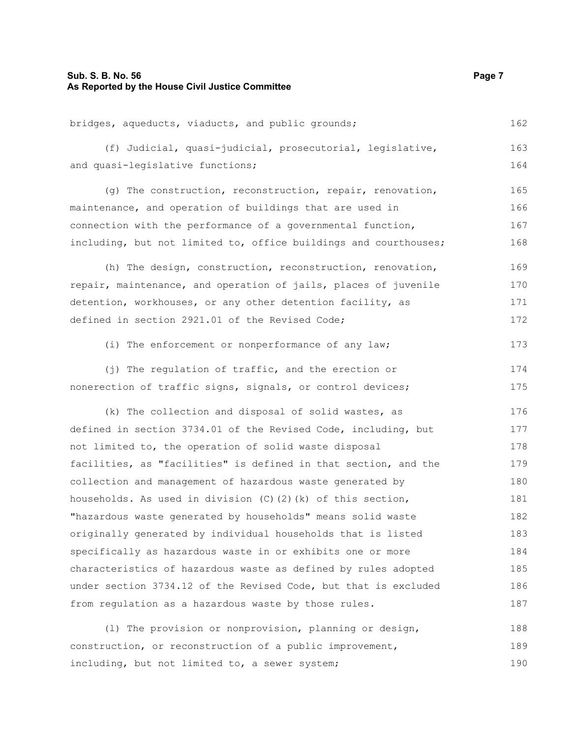bridges, aqueducts, viaducts, and public grounds;

(f) Judicial, quasi-judicial, prosecutorial, legislative, and quasi-legislative functions;

(g) The construction, reconstruction, repair, renovation, maintenance, and operation of buildings that are used in connection with the performance of a governmental function, including, but not limited to, office buildings and courthouses;

(h) The design, construction, reconstruction, renovation, repair, maintenance, and operation of jails, places of juvenile detention, workhouses, or any other detention facility, as defined in section 2921.01 of the Revised Code;

(i) The enforcement or nonperformance of any law;

(j) The regulation of traffic, and the erection or nonerection of traffic signs, signals, or control devices;

(k) The collection and disposal of solid wastes, as defined in section 3734.01 of the Revised Code, including, but not limited to, the operation of solid waste disposal facilities, as "facilities" is defined in that section, and the collection and management of hazardous waste generated by households. As used in division (C)(2)(k) of this section, "hazardous waste generated by households" means solid waste originally generated by individual households that is listed specifically as hazardous waste in or exhibits one or more characteristics of hazardous waste as defined by rules adopted under section 3734.12 of the Revised Code, but that is excluded from regulation as a hazardous waste by those rules.

(l) The provision or nonprovision, planning or design, construction, or reconstruction of a public improvement, including, but not limited to, a sewer system;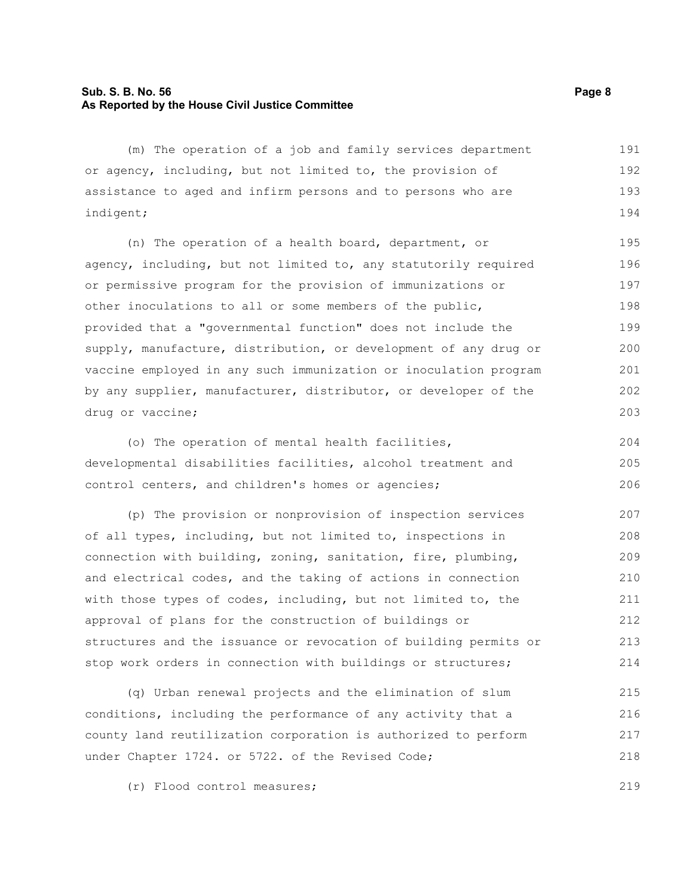(m) The operation of a job and family services department or agency, including, but not limited to, the provision of assistance to aged and infirm persons and to persons who are indigent;

(n) The operation of a health board, department, or agency, including, but not limited to, any statutorily required or permissive program for the provision of immunizations or other inoculations to all or some members of the public, provided that a "governmental function" does not include the supply, manufacture, distribution, or development of any drug or vaccine employed in any such immunization or inoculation program by any supplier, manufacturer, distributor, or developer of the drug or vaccine;

(o) The operation of mental health facilities, developmental disabilities facilities, alcohol treatment and control centers, and children's homes or agencies;

(p) The provision or nonprovision of inspection services of all types, including, but not limited to, inspections in connection with building, zoning, sanitation, fire, plumbing, and electrical codes, and the taking of actions in connection with those types of codes, including, but not limited to, the approval of plans for the construction of buildings or structures and the issuance or revocation of building permits or stop work orders in connection with buildings or structures;

(q) Urban renewal projects and the elimination of slum conditions, including the performance of any activity that a county land reutilization corporation is authorized to perform under Chapter 1724. or 5722. of the Revised Code;

(r) Flood control measures;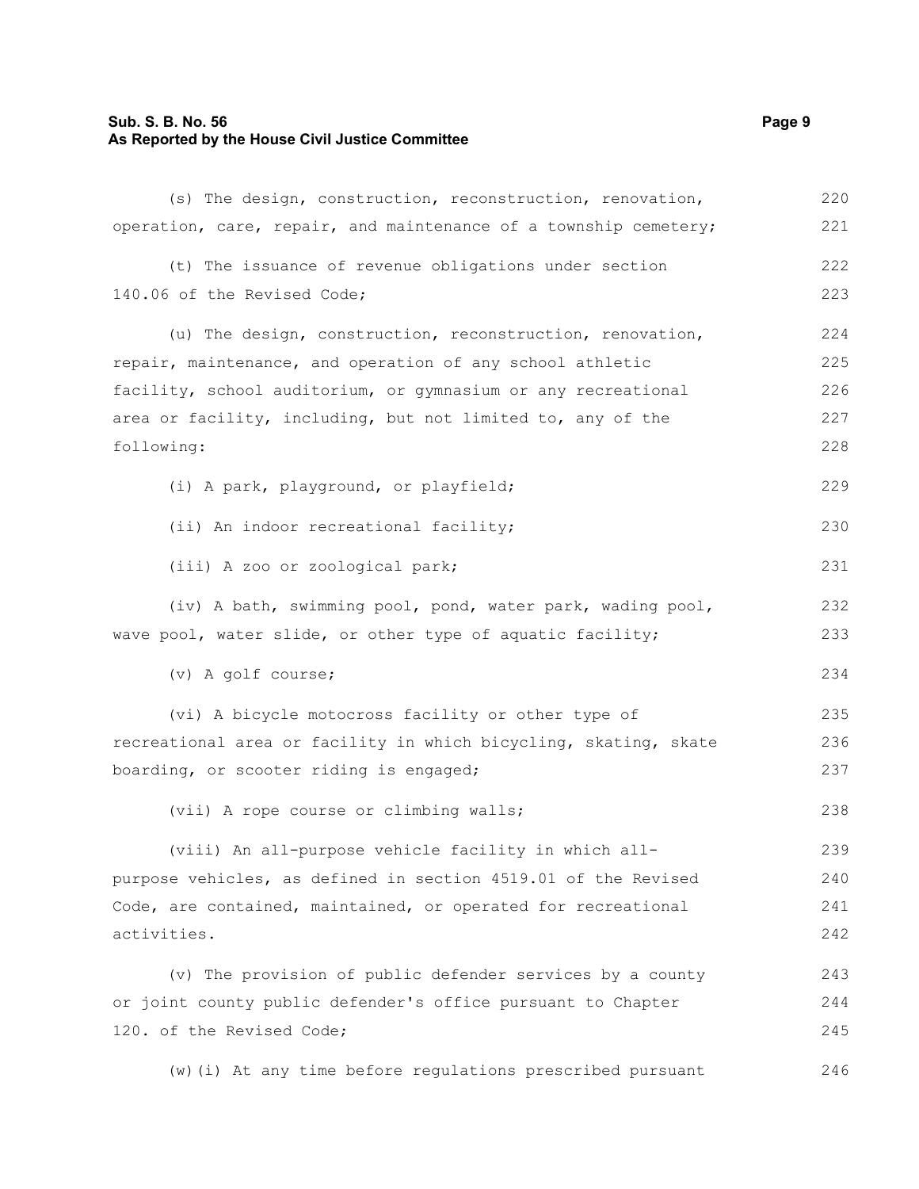(s) The design, construction, reconstruction, renovation, operation, care, repair, and maintenance of a township cemetery;

(t) The issuance of revenue obligations under section 140.06 of the Revised Code;

(u) The design, construction, reconstruction, renovation, repair, maintenance, and operation of any school athletic facility, school auditorium, or gymnasium or any recreational area or facility, including, but not limited to, any of the following:

(i) A park, playground, or playfield;

(ii) An indoor recreational facility;

(iii) A zoo or zoological park;

(iv) A bath, swimming pool, pond, water park, wading pool, wave pool, water slide, or other type of aquatic facility;

(v) A golf course;

(vi) A bicycle motocross facility or other type of recreational area or facility in which bicycling, skating, skate boarding, or scooter riding is engaged;

(vii) A rope course or climbing walls;

(viii) An all-purpose vehicle facility in which all-purpose vehicles, as defined in section 4519.01 of the Revised Code, are contained, maintained, or operated for recreational activities.

(v) The provision of public defender services by a county or joint county public defender's office pursuant to Chapter 120. of the Revised Code;

(w)(i) At any time before regulations prescribed pursuant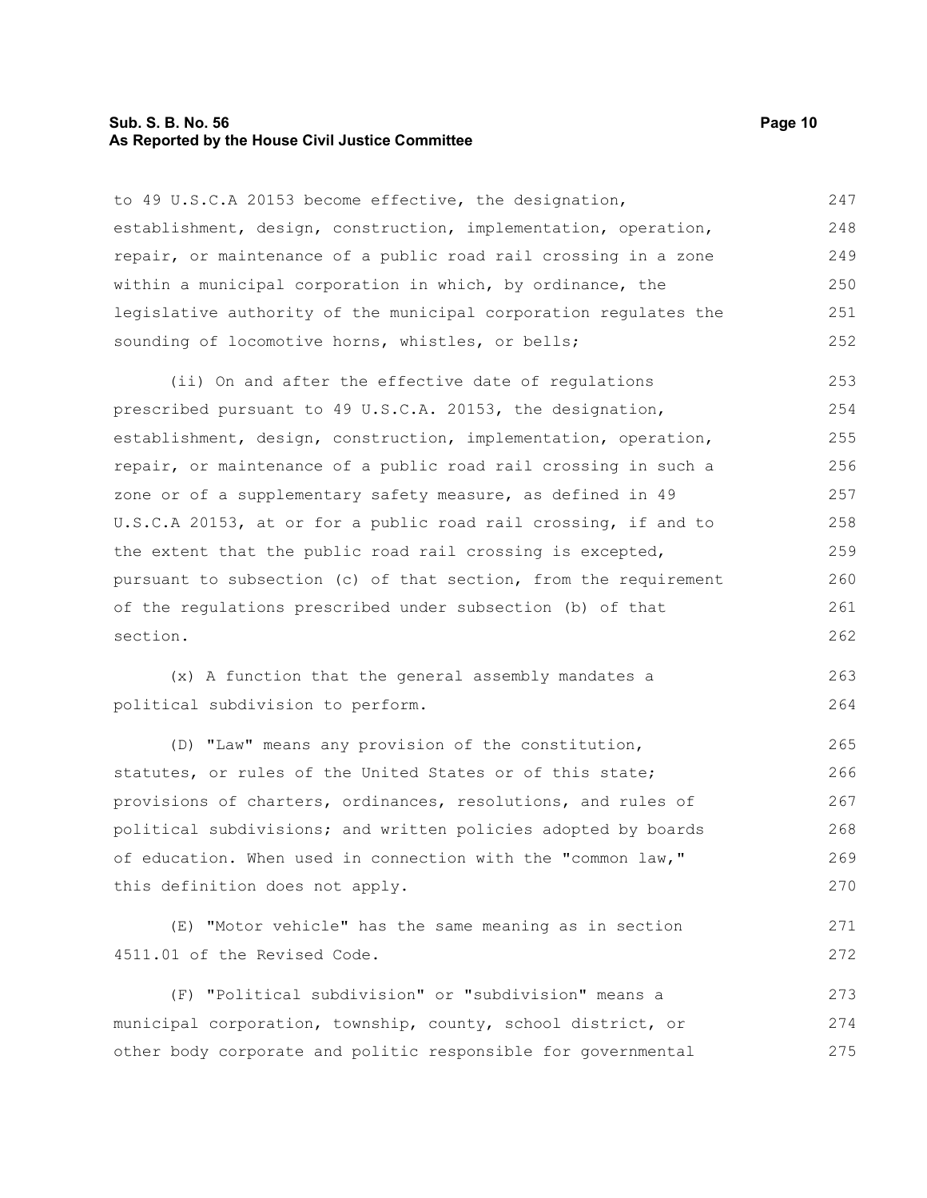to 49 U.S.C.A 20153 become effective, the designation, establishment, design, construction, implementation, operation, repair, or maintenance of a public road rail crossing in a zone within a municipal corporation in which, by ordinance, the legislative authority of the municipal corporation regulates the sounding of locomotive horns, whistles, or bells;

(ii) On and after the effective date of regulations prescribed pursuant to 49 U.S.C.A. 20153, the designation, establishment, design, construction, implementation, operation, repair, or maintenance of a public road rail crossing in such a zone or of a supplementary safety measure, as defined in 49 U.S.C.A 20153, at or for a public road rail crossing, if and to the extent that the public road rail crossing is excepted, pursuant to subsection (c) of that section, from the requirement of the regulations prescribed under subsection (b) of that section.

(x) A function that the general assembly mandates a political subdivision to perform.

(D) "Law" means any provision of the constitution, statutes, or rules of the United States or of this state; provisions of charters, ordinances, resolutions, and rules of political subdivisions; and written policies adopted by boards of education. When used in connection with the "common law," this definition does not apply.

(E) "Motor vehicle" has the same meaning as in section 4511.01 of the Revised Code.

(F) "Political subdivision" or "subdivision" means a municipal corporation, township, county, school district, or other body corporate and politic responsible for governmental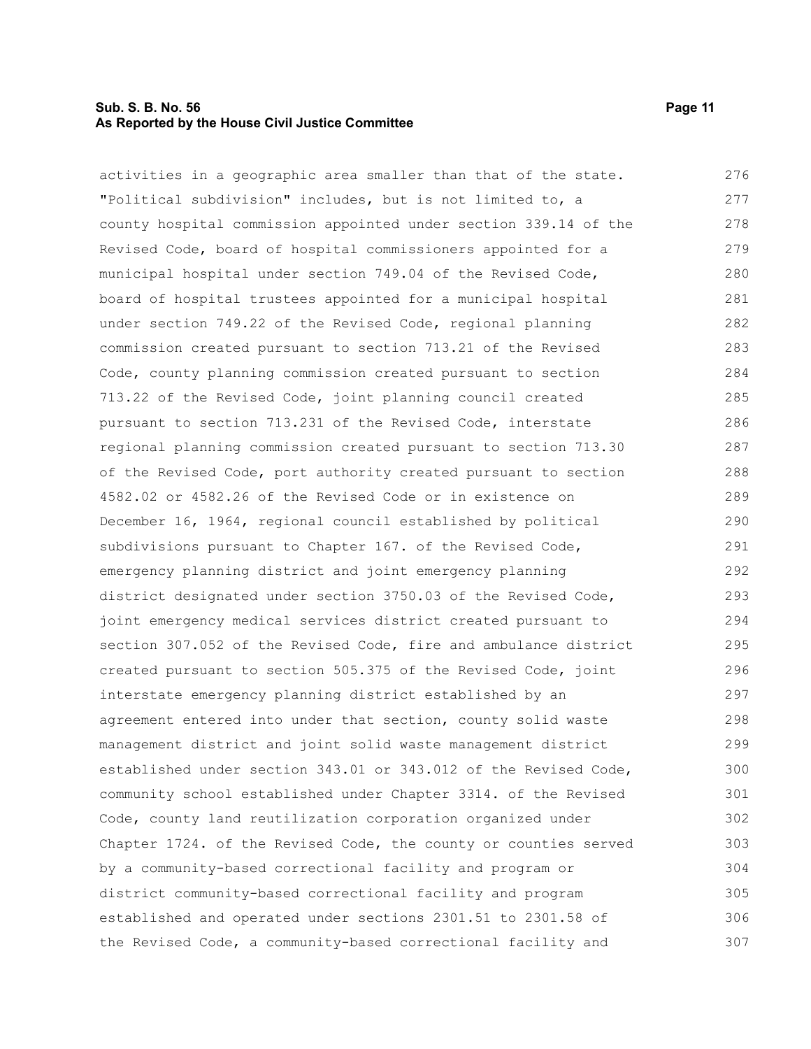activities in a geographic area smaller than that of the state. "Political subdivision" includes, but is not limited to, a county hospital commission appointed under section 339.14 of the Revised Code, board of hospital commissioners appointed for a municipal hospital under section 749.04 of the Revised Code, board of hospital trustees appointed for a municipal hospital under section 749.22 of the Revised Code, regional planning commission created pursuant to section 713.21 of the Revised Code, county planning commission created pursuant to section 713.22 of the Revised Code, joint planning council created pursuant to section 713.231 of the Revised Code, interstate regional planning commission created pursuant to section 713.30 of the Revised Code, port authority created pursuant to section 4582.02 or 4582.26 of the Revised Code or in existence on December 16, 1964, regional council established by political subdivisions pursuant to Chapter 167. of the Revised Code, emergency planning district and joint emergency planning district designated under section 3750.03 of the Revised Code, joint emergency medical services district created pursuant to section 307.052 of the Revised Code, fire and ambulance district created pursuant to section 505.375 of the Revised Code, joint interstate emergency planning district established by an agreement entered into under that section, county solid waste management district and joint solid waste management district established under section 343.01 or 343.012 of the Revised Code, community school established under Chapter 3314. of the Revised Code, county land reutilization corporation organized under Chapter 1724. of the Revised Code, the county or counties served by a community-based correctional facility and program or district community-based correctional facility and program established and operated under sections 2301.51 to 2301.58 of the Revised Code, a community-based correctional facility and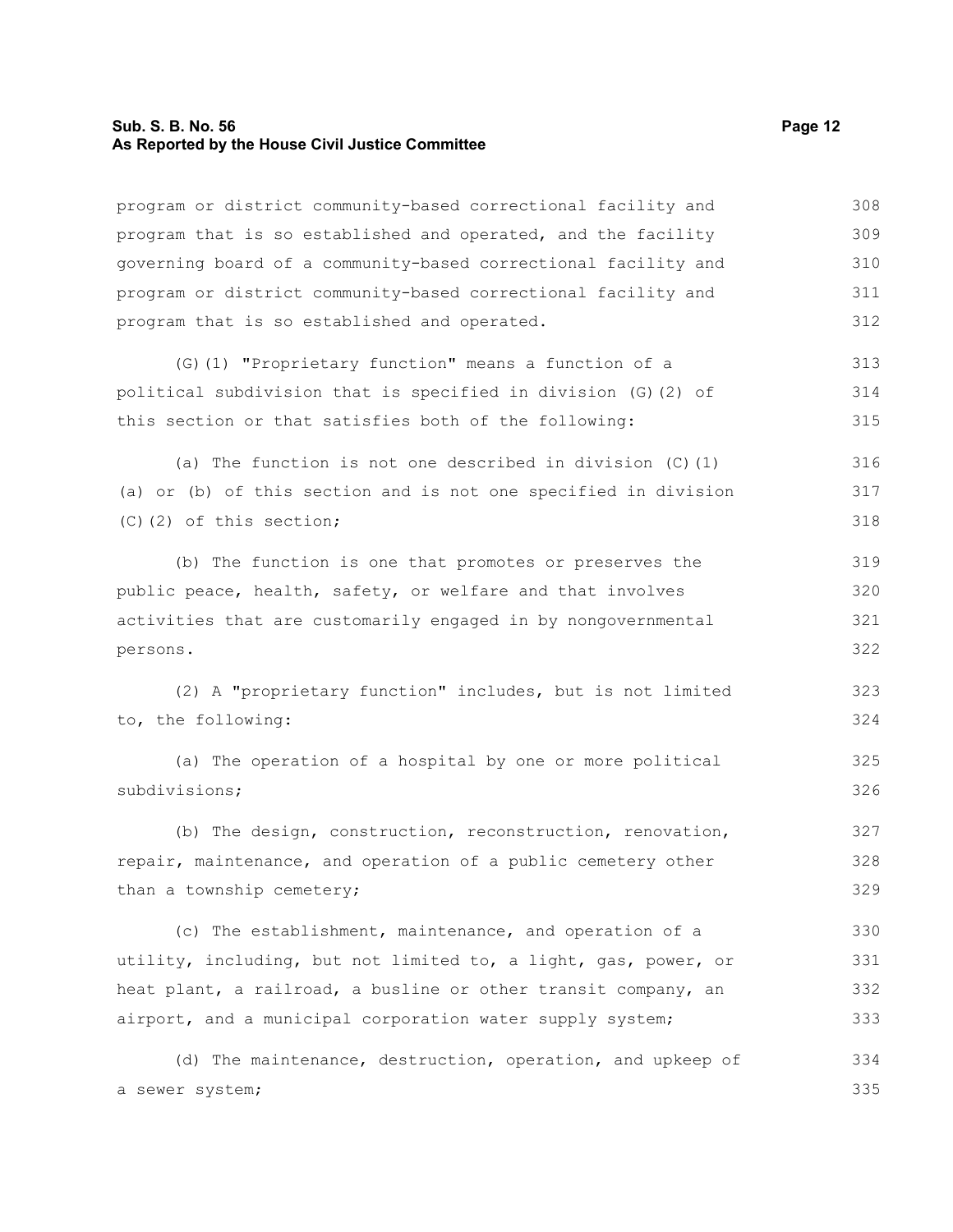program or district community-based correctional facility and program that is so established and operated, and the facility governing board of a community-based correctional facility and program or district community-based correctional facility and program that is so established and operated.

(G)(1) "Proprietary function" means a function of a political subdivision that is specified in division (G)(2) of this section or that satisfies both of the following:

(a) The function is not one described in division (C)(1)(a) or (b) of this section and is not one specified in division (C)(2) of this section;

(b) The function is one that promotes or preserves the public peace, health, safety, or welfare and that involves activities that are customarily engaged in by nongovernmental persons.

(2) A "proprietary function" includes, but is not limited to, the following:

(a) The operation of a hospital by one or more political subdivisions;

(b) The design, construction, reconstruction, renovation, repair, maintenance, and operation of a public cemetery other than a township cemetery;

(c) The establishment, maintenance, and operation of a utility, including, but not limited to, a light, gas, power, or heat plant, a railroad, a busline or other transit company, an airport, and a municipal corporation water supply system;

(d) The maintenance, destruction, operation, and upkeep of a sewer system;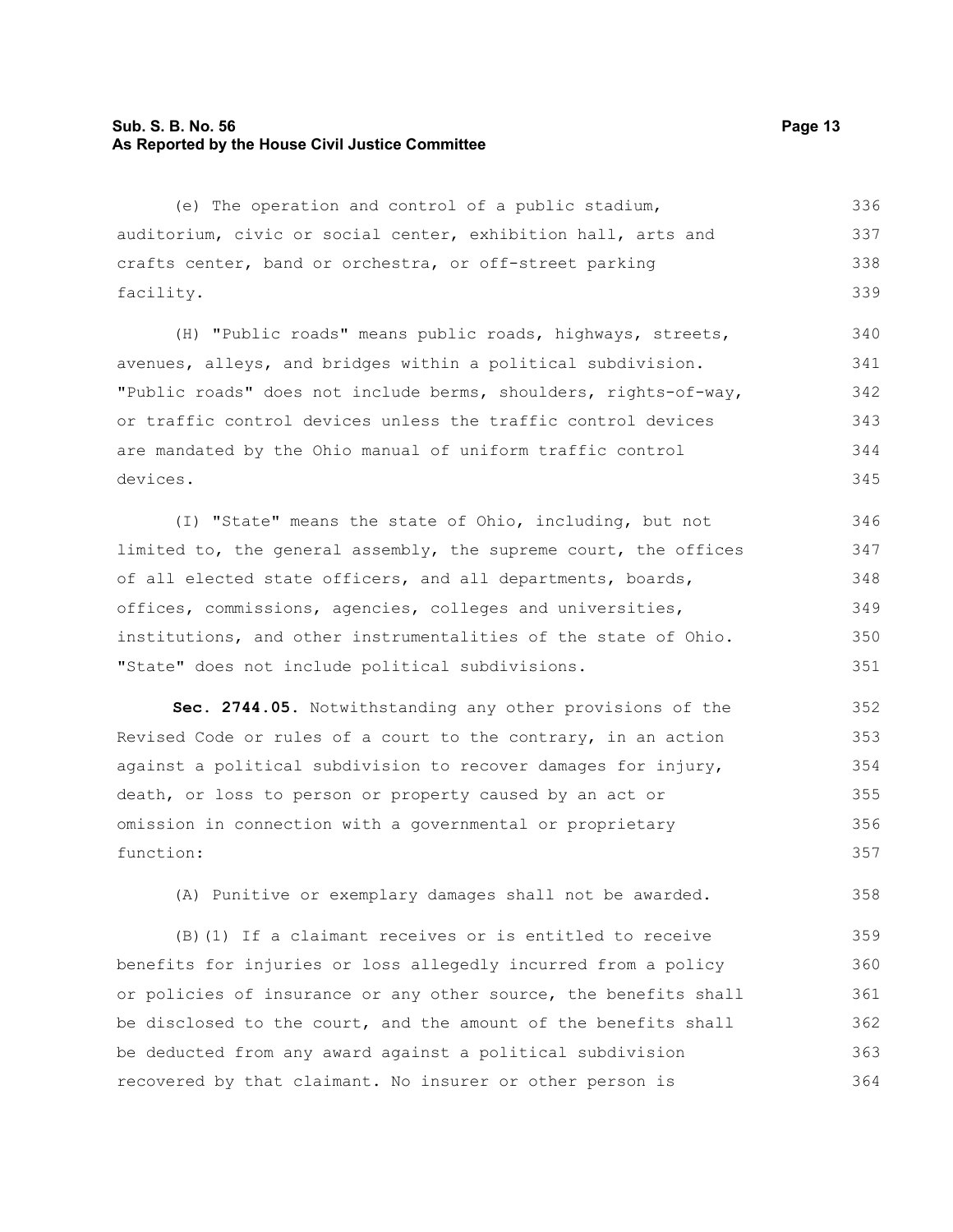(e) The operation and control of a public stadium, auditorium, civic or social center, exhibition hall, arts and crafts center, band or orchestra, or off-street parking facility.

(H) "Public roads" means public roads, highways, streets, avenues, alleys, and bridges within a political subdivision. "Public roads" does not include berms, shoulders, rights-of-way, or traffic control devices unless the traffic control devices are mandated by the Ohio manual of uniform traffic control devices.

(I) "State" means the state of Ohio, including, but not limited to, the general assembly, the supreme court, the offices of all elected state officers, and all departments, boards, offices, commissions, agencies, colleges and universities, institutions, and other instrumentalities of the state of Ohio. "State" does not include political subdivisions.

**Sec. 2744.05.** Notwithstanding any other provisions of the Revised Code or rules of a court to the contrary, in an action against a political subdivision to recover damages for injury, death, or loss to person or property caused by an act or omission in connection with a governmental or proprietary function:

(A) Punitive or exemplary damages shall not be awarded.

(B)(1) If a claimant receives or is entitled to receive benefits for injuries or loss allegedly incurred from a policy or policies of insurance or any other source, the benefits shall be disclosed to the court, and the amount of the benefits shall be deducted from any award against a political subdivision recovered by that claimant. No insurer or other person is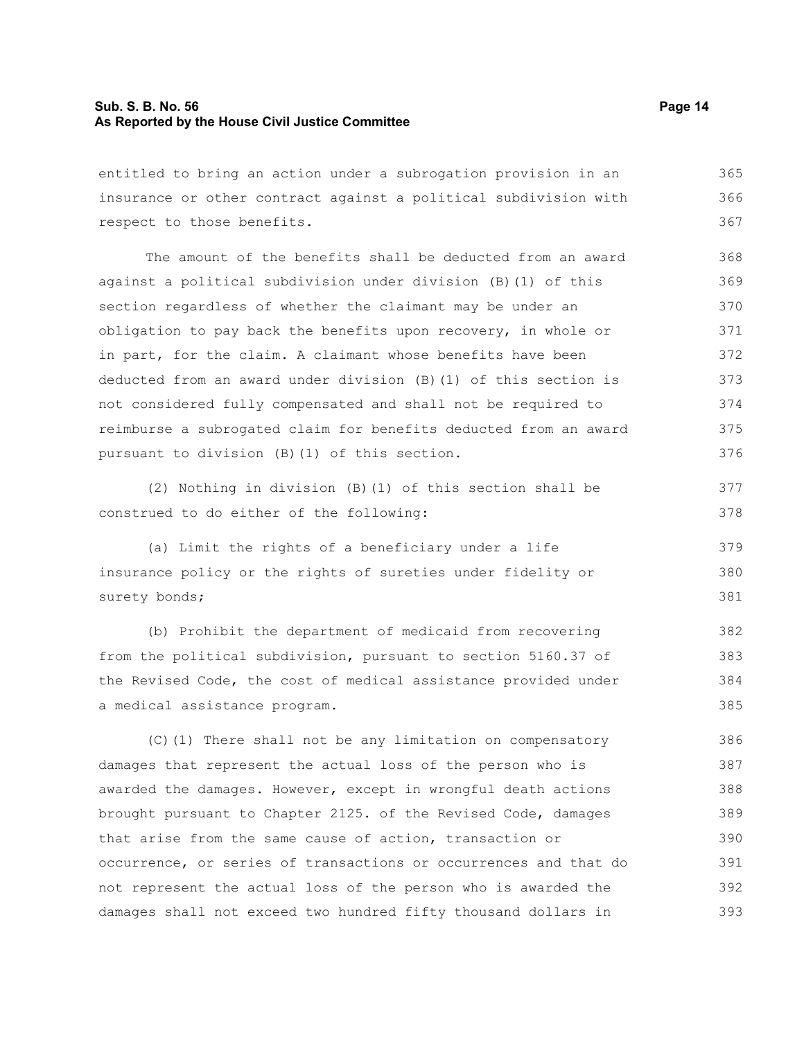entitled to bring an action under a subrogation provision in an insurance or other contract against a political subdivision with respect to those benefits.

The amount of the benefits shall be deducted from an award against a political subdivision under division (B)(1) of this section regardless of whether the claimant may be under an obligation to pay back the benefits upon recovery, in whole or in part, for the claim. A claimant whose benefits have been deducted from an award under division (B)(1) of this section is not considered fully compensated and shall not be required to reimburse a subrogated claim for benefits deducted from an award pursuant to division (B)(1) of this section.

(2) Nothing in division (B)(1) of this section shall be construed to do either of the following:

(a) Limit the rights of a beneficiary under a life insurance policy or the rights of sureties under fidelity or surety bonds;

(b) Prohibit the department of medicaid from recovering from the political subdivision, pursuant to section 5160.37 of the Revised Code, the cost of medical assistance provided under a medical assistance program.

(C)(1) There shall not be any limitation on compensatory damages that represent the actual loss of the person who is awarded the damages. However, except in wrongful death actions brought pursuant to Chapter 2125. of the Revised Code, damages that arise from the same cause of action, transaction or occurrence, or series of transactions or occurrences and that do not represent the actual loss of the person who is awarded the damages shall not exceed two hundred fifty thousand dollars in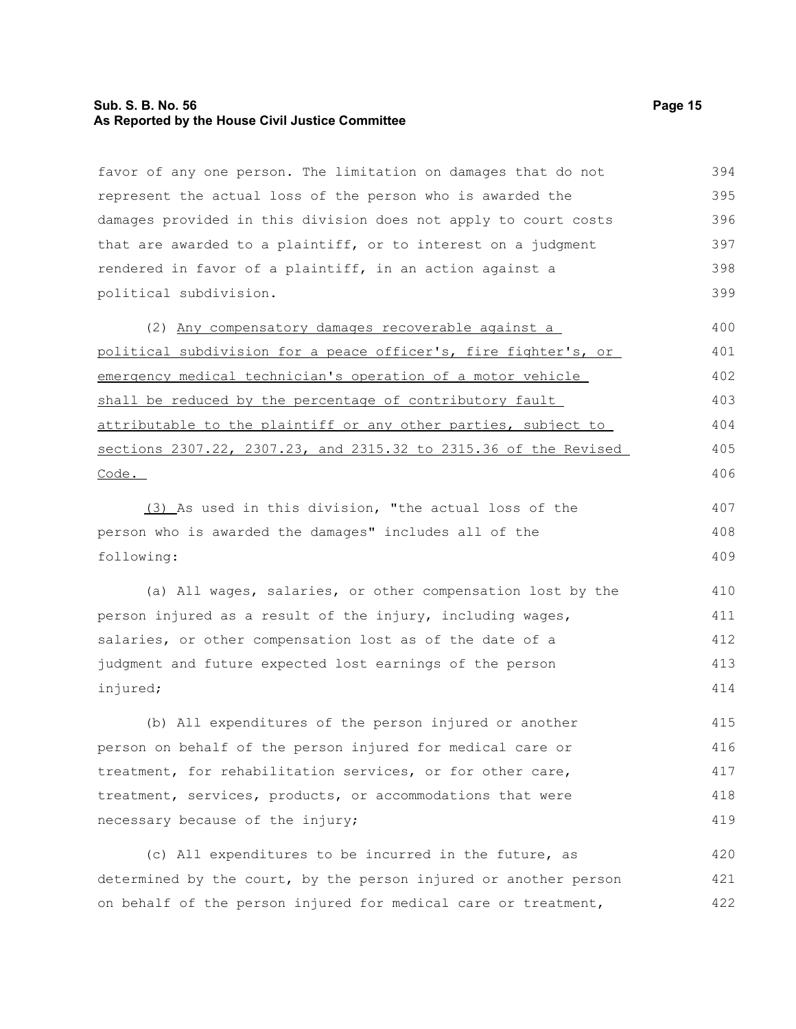favor of any one person. The limitation on damages that do not represent the actual loss of the person who is awarded the damages provided in this division does not apply to court costs that are awarded to a plaintiff, or to interest on a judgment rendered in favor of a plaintiff, in an action against a political subdivision.

(2) <u>Any compensatory damages recoverable against a political subdivision for a peace officer's, fire fighter's, or emergency medical technician's operation of a motor vehicle shall be reduced by the percentage of contributory fault attributable to the plaintiff or any other parties, subject to sections 2307.22, 2307.23, and 2315.32 to 2315.36 of the Revised Code.</u>

<u>(3)</u> As used in this division, "the actual loss of the person who is awarded the damages" includes all of the following:

(a) All wages, salaries, or other compensation lost by the person injured as a result of the injury, including wages, salaries, or other compensation lost as of the date of a judgment and future expected lost earnings of the person injured;

(b) All expenditures of the person injured or another person on behalf of the person injured for medical care or treatment, for rehabilitation services, or for other care, treatment, services, products, or accommodations that were necessary because of the injury;

(c) All expenditures to be incurred in the future, as determined by the court, by the person injured or another person on behalf of the person injured for medical care or treatment,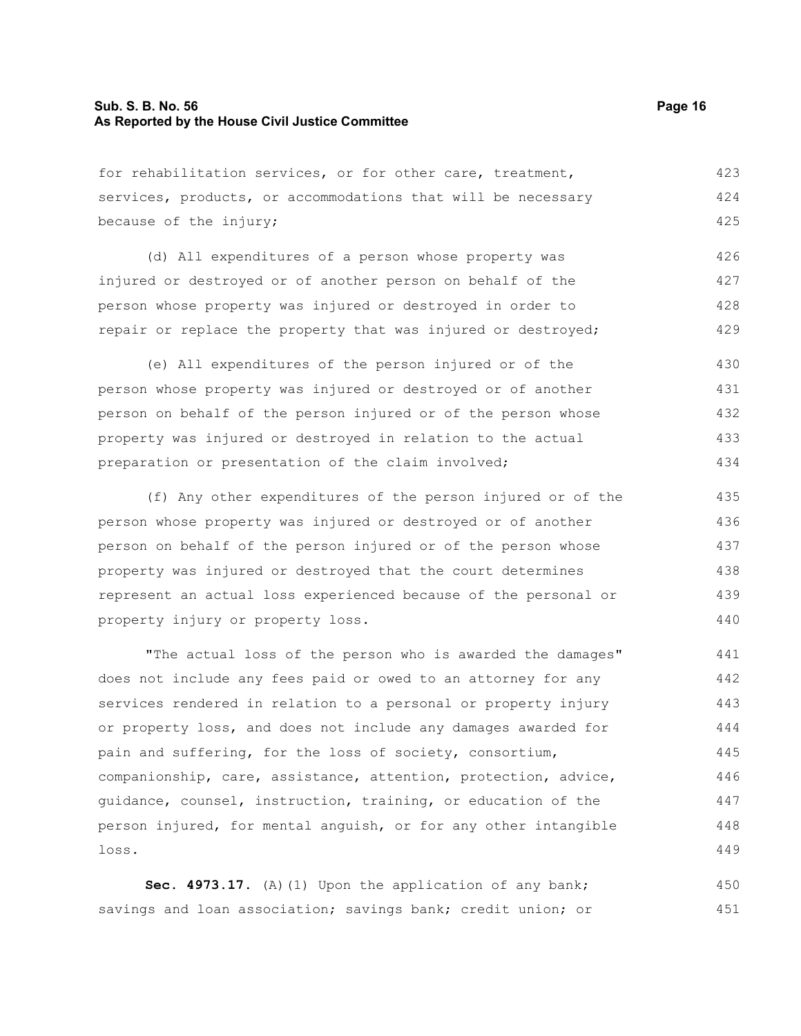for rehabilitation services, or for other care, treatment, services, products, or accommodations that will be necessary because of the injury;

(d) All expenditures of a person whose property was injured or destroyed or of another person on behalf of the person whose property was injured or destroyed in order to repair or replace the property that was injured or destroyed;

(e) All expenditures of the person injured or of the person whose property was injured or destroyed or of another person on behalf of the person injured or of the person whose property was injured or destroyed in relation to the actual preparation or presentation of the claim involved;

(f) Any other expenditures of the person injured or of the person whose property was injured or destroyed or of another person on behalf of the person injured or of the person whose property was injured or destroyed that the court determines represent an actual loss experienced because of the personal or property injury or property loss.

"The actual loss of the person who is awarded the damages" does not include any fees paid or owed to an attorney for any services rendered in relation to a personal or property injury or property loss, and does not include any damages awarded for pain and suffering, for the loss of society, consortium, companionship, care, assistance, attention, protection, advice, guidance, counsel, instruction, training, or education of the person injured, for mental anguish, or for any other intangible loss.

**Sec. 4973.17.** (A)(1) Upon the application of any bank; savings and loan association; savings bank; credit union; or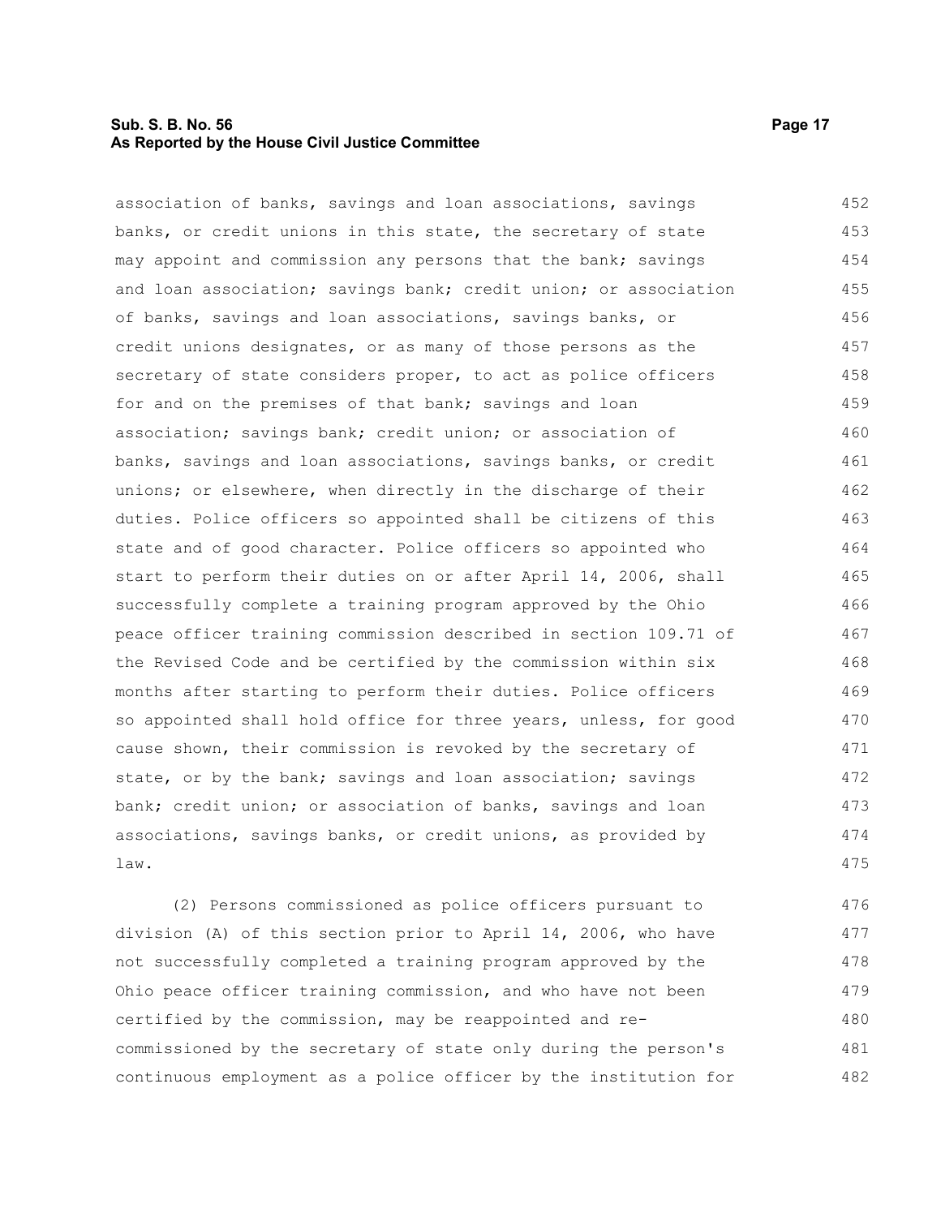association of banks, savings and loan associations, savings banks, or credit unions in this state, the secretary of state may appoint and commission any persons that the bank; savings and loan association; savings bank; credit union; or association of banks, savings and loan associations, savings banks, or credit unions designates, or as many of those persons as the secretary of state considers proper, to act as police officers for and on the premises of that bank; savings and loan association; savings bank; credit union; or association of banks, savings and loan associations, savings banks, or credit unions; or elsewhere, when directly in the discharge of their duties. Police officers so appointed shall be citizens of this state and of good character. Police officers so appointed who start to perform their duties on or after April 14, 2006, shall successfully complete a training program approved by the Ohio peace officer training commission described in section 109.71 of the Revised Code and be certified by the commission within six months after starting to perform their duties. Police officers so appointed shall hold office for three years, unless, for good cause shown, their commission is revoked by the secretary of state, or by the bank; savings and loan association; savings bank; credit union; or association of banks, savings and loan associations, savings banks, or credit unions, as provided by law.

(2) Persons commissioned as police officers pursuant to division (A) of this section prior to April 14, 2006, who have not successfully completed a training program approved by the Ohio peace officer training commission, and who have not been certified by the commission, may be reappointed and re-commissioned by the secretary of state only during the person's continuous employment as a police officer by the institution for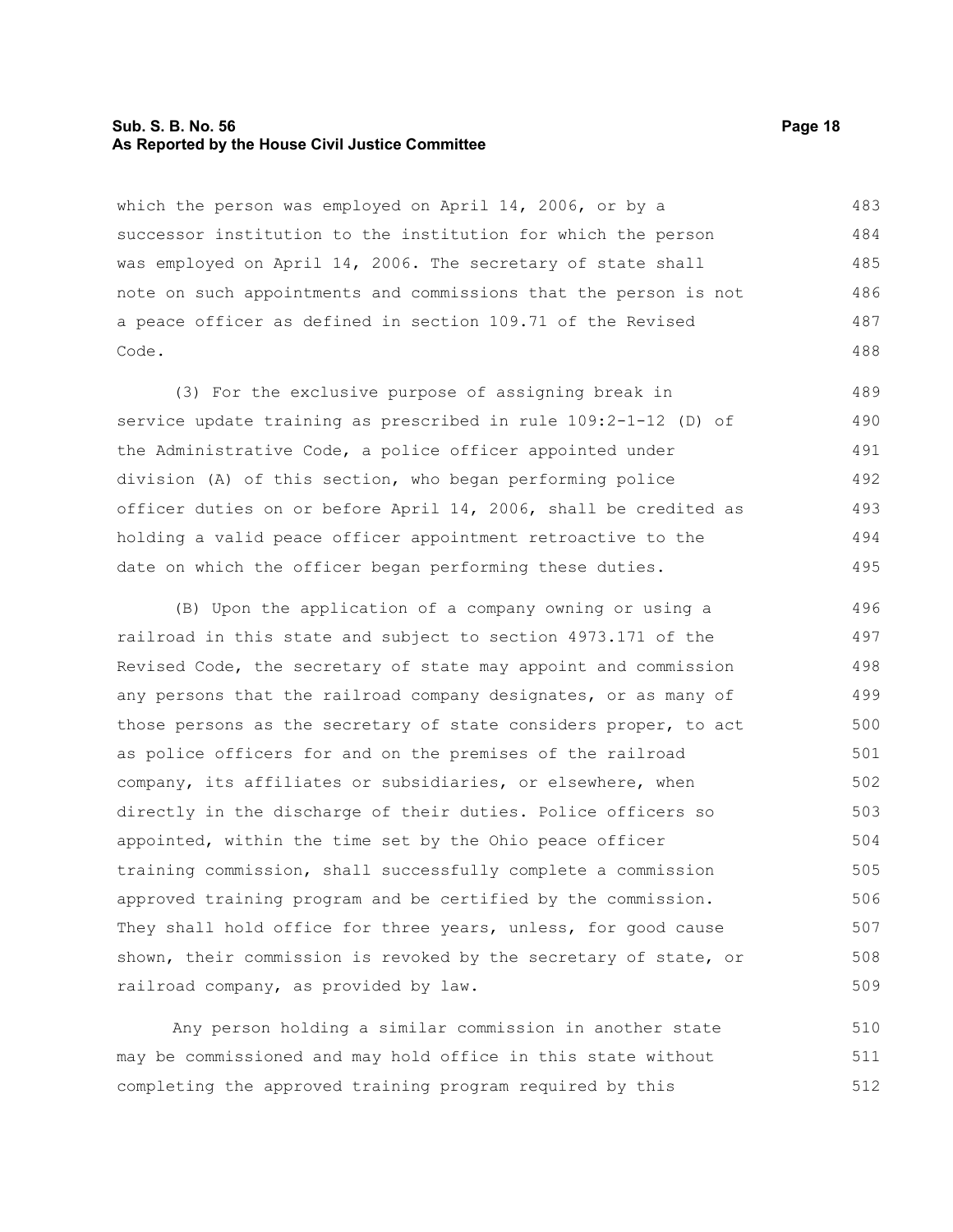which the person was employed on April 14, 2006, or by a successor institution to the institution for which the person was employed on April 14, 2006. The secretary of state shall note on such appointments and commissions that the person is not a peace officer as defined in section 109.71 of the Revised Code.

(3) For the exclusive purpose of assigning break in service update training as prescribed in rule 109:2-1-12 (D) of the Administrative Code, a police officer appointed under division (A) of this section, who began performing police officer duties on or before April 14, 2006, shall be credited as holding a valid peace officer appointment retroactive to the date on which the officer began performing these duties.

(B) Upon the application of a company owning or using a railroad in this state and subject to section 4973.171 of the Revised Code, the secretary of state may appoint and commission any persons that the railroad company designates, or as many of those persons as the secretary of state considers proper, to act as police officers for and on the premises of the railroad company, its affiliates or subsidiaries, or elsewhere, when directly in the discharge of their duties. Police officers so appointed, within the time set by the Ohio peace officer training commission, shall successfully complete a commission approved training program and be certified by the commission. They shall hold office for three years, unless, for good cause shown, their commission is revoked by the secretary of state, or railroad company, as provided by law.

Any person holding a similar commission in another state may be commissioned and may hold office in this state without completing the approved training program required by this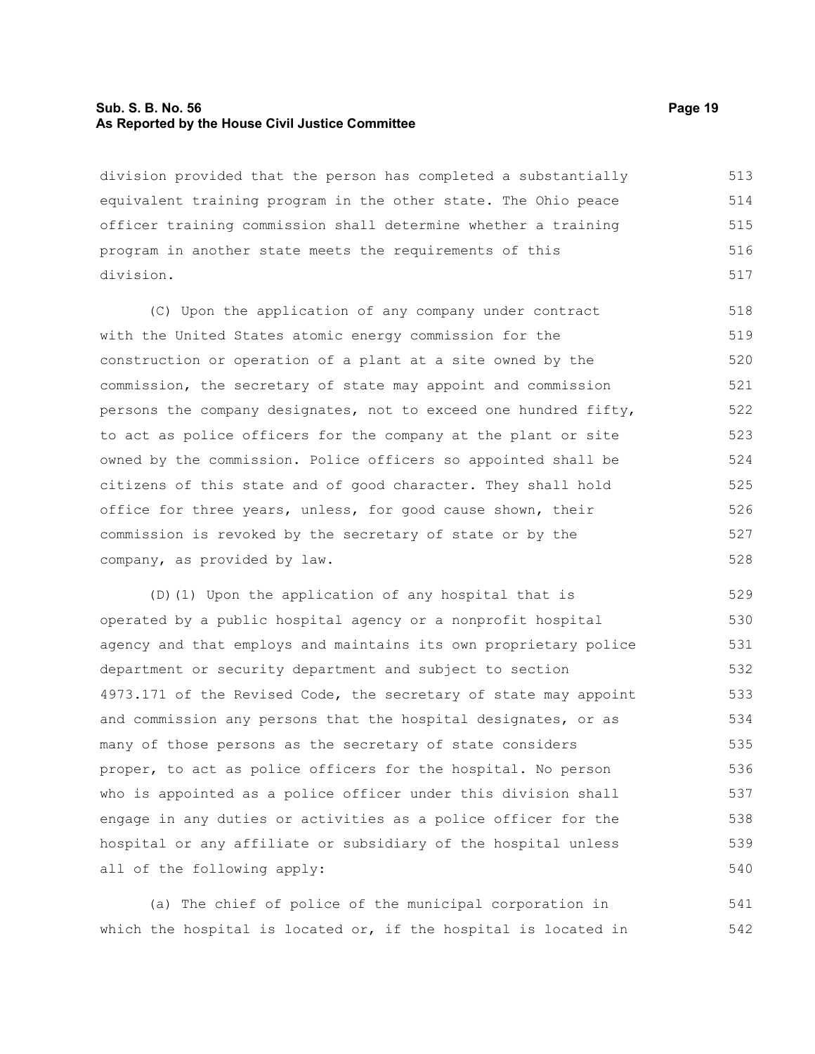division provided that the person has completed a substantially equivalent training program in the other state. The Ohio peace officer training commission shall determine whether a training program in another state meets the requirements of this division.

(C) Upon the application of any company under contract with the United States atomic energy commission for the construction or operation of a plant at a site owned by the commission, the secretary of state may appoint and commission persons the company designates, not to exceed one hundred fifty, to act as police officers for the company at the plant or site owned by the commission. Police officers so appointed shall be citizens of this state and of good character. They shall hold office for three years, unless, for good cause shown, their commission is revoked by the secretary of state or by the company, as provided by law.

(D)(1) Upon the application of any hospital that is operated by a public hospital agency or a nonprofit hospital agency and that employs and maintains its own proprietary police department or security department and subject to section 4973.171 of the Revised Code, the secretary of state may appoint and commission any persons that the hospital designates, or as many of those persons as the secretary of state considers proper, to act as police officers for the hospital. No person who is appointed as a police officer under this division shall engage in any duties or activities as a police officer for the hospital or any affiliate or subsidiary of the hospital unless all of the following apply:

(a) The chief of police of the municipal corporation in which the hospital is located or, if the hospital is located in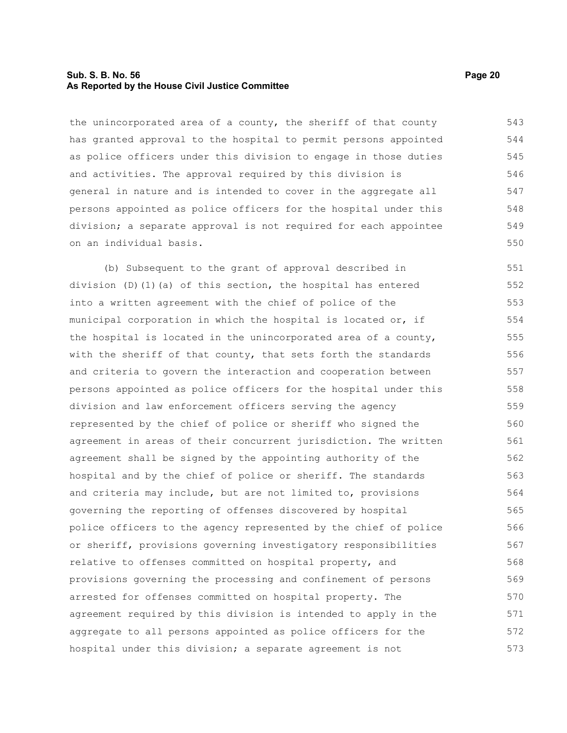the unincorporated area of a county, the sheriff of that county has granted approval to the hospital to permit persons appointed as police officers under this division to engage in those duties and activities. The approval required by this division is general in nature and is intended to cover in the aggregate all persons appointed as police officers for the hospital under this division; a separate approval is not required for each appointee on an individual basis.

(b) Subsequent to the grant of approval described in division (D)(1)(a) of this section, the hospital has entered into a written agreement with the chief of police of the municipal corporation in which the hospital is located or, if the hospital is located in the unincorporated area of a county, with the sheriff of that county, that sets forth the standards and criteria to govern the interaction and cooperation between persons appointed as police officers for the hospital under this division and law enforcement officers serving the agency represented by the chief of police or sheriff who signed the agreement in areas of their concurrent jurisdiction. The written agreement shall be signed by the appointing authority of the hospital and by the chief of police or sheriff. The standards and criteria may include, but are not limited to, provisions governing the reporting of offenses discovered by hospital police officers to the agency represented by the chief of police or sheriff, provisions governing investigatory responsibilities relative to offenses committed on hospital property, and provisions governing the processing and confinement of persons arrested for offenses committed on hospital property. The agreement required by this division is intended to apply in the aggregate to all persons appointed as police officers for the hospital under this division; a separate agreement is not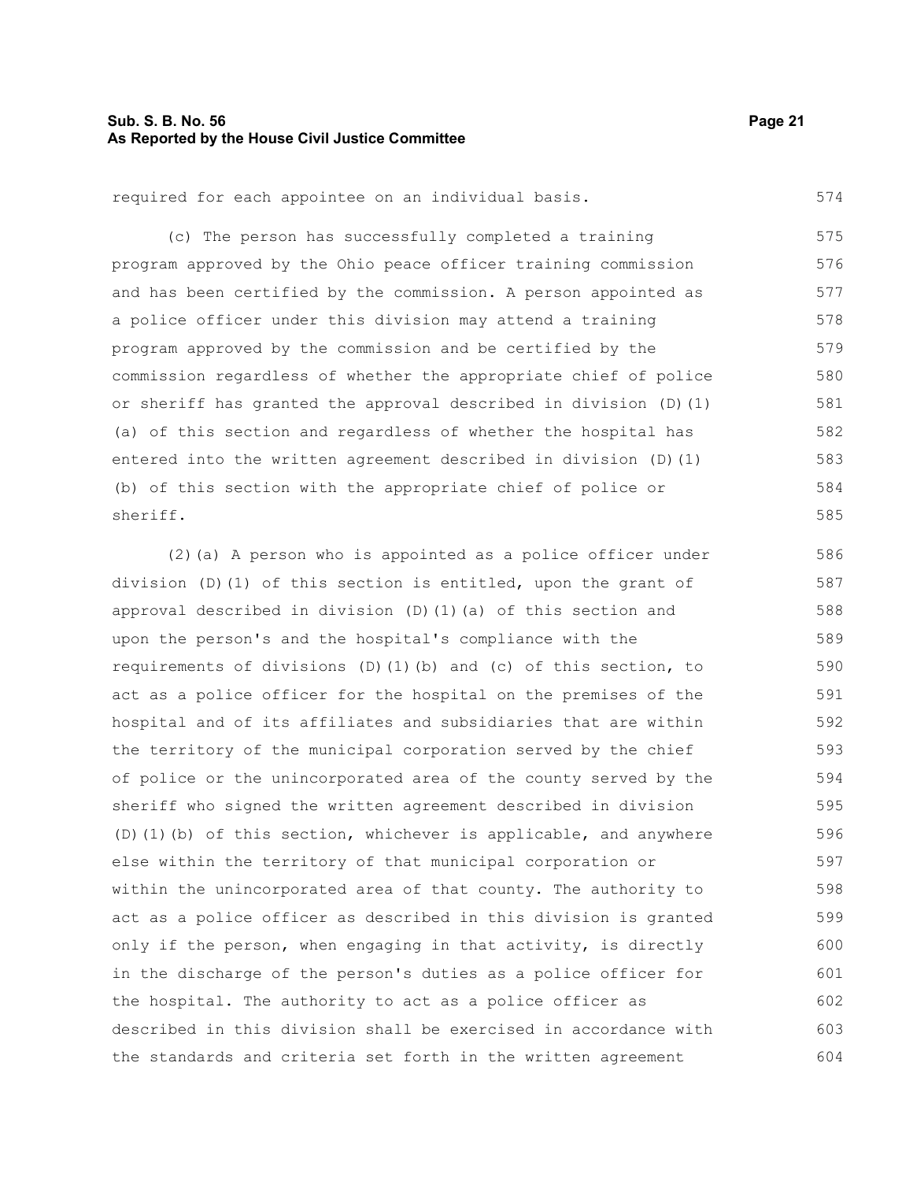required for each appointee on an individual basis.

(c) The person has successfully completed a training program approved by the Ohio peace officer training commission and has been certified by the commission. A person appointed as a police officer under this division may attend a training program approved by the commission and be certified by the commission regardless of whether the appropriate chief of police or sheriff has granted the approval described in division (D)(1)(a) of this section and regardless of whether the hospital has entered into the written agreement described in division (D)(1)(b) of this section with the appropriate chief of police or sheriff.

(2)(a) A person who is appointed as a police officer under division (D)(1) of this section is entitled, upon the grant of approval described in division (D)(1)(a) of this section and upon the person's and the hospital's compliance with the requirements of divisions (D)(1)(b) and (c) of this section, to act as a police officer for the hospital on the premises of the hospital and of its affiliates and subsidiaries that are within the territory of the municipal corporation served by the chief of police or the unincorporated area of the county served by the sheriff who signed the written agreement described in division (D)(1)(b) of this section, whichever is applicable, and anywhere else within the territory of that municipal corporation or within the unincorporated area of that county. The authority to act as a police officer as described in this division is granted only if the person, when engaging in that activity, is directly in the discharge of the person's duties as a police officer for the hospital. The authority to act as a police officer as described in this division shall be exercised in accordance with the standards and criteria set forth in the written agreement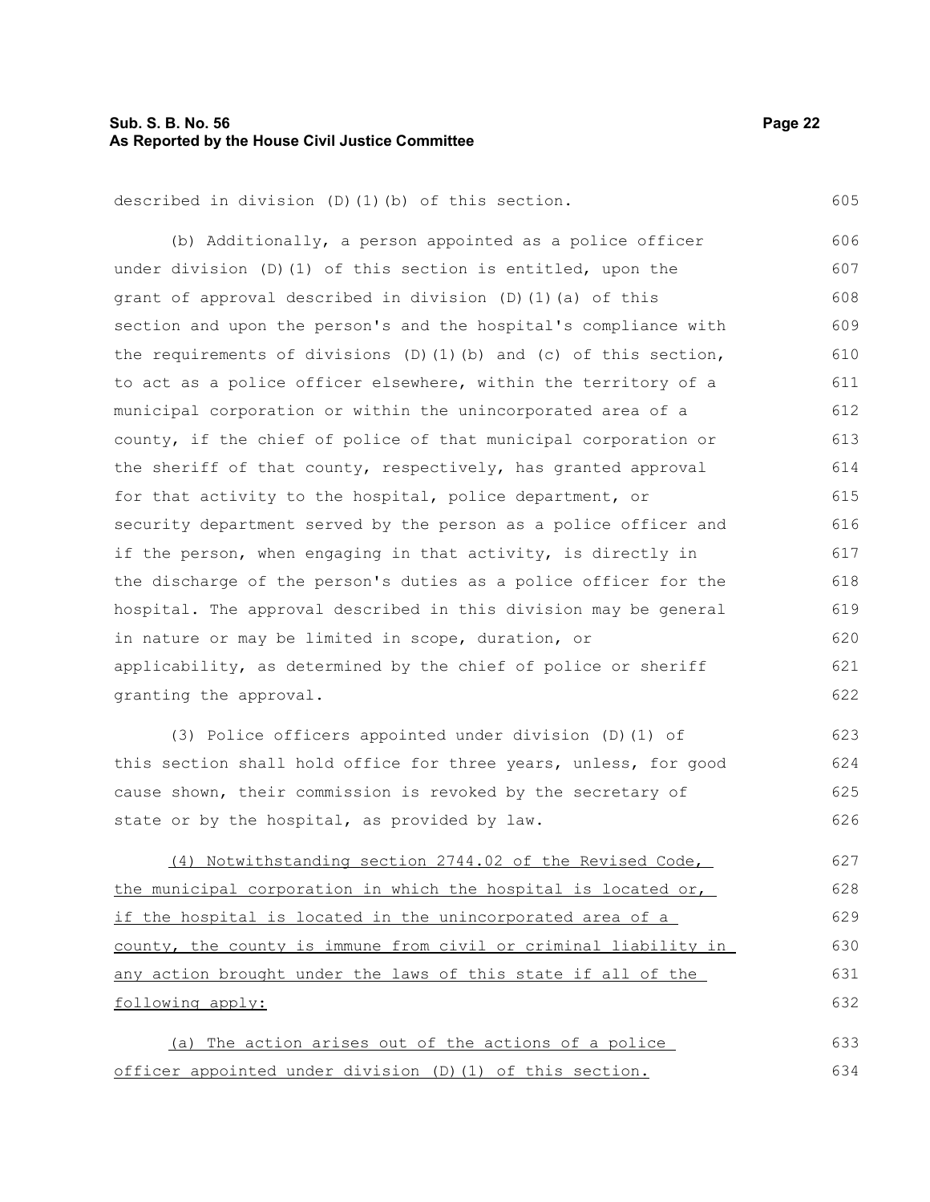described in division (D)(1)(b) of this section.

(b) Additionally, a person appointed as a police officer under division (D)(1) of this section is entitled, upon the grant of approval described in division (D)(1)(a) of this section and upon the person's and the hospital's compliance with the requirements of divisions (D)(1)(b) and (c) of this section, to act as a police officer elsewhere, within the territory of a municipal corporation or within the unincorporated area of a county, if the chief of police of that municipal corporation or the sheriff of that county, respectively, has granted approval for that activity to the hospital, police department, or security department served by the person as a police officer and if the person, when engaging in that activity, is directly in the discharge of the person's duties as a police officer for the hospital. The approval described in this division may be general in nature or may be limited in scope, duration, or applicability, as determined by the chief of police or sheriff granting the approval.

(3) Police officers appointed under division (D)(1) of this section shall hold office for three years, unless, for good cause shown, their commission is revoked by the secretary of state or by the hospital, as provided by law.

<u>(4) Notwithstanding section 2744.02 of the Revised Code, the municipal corporation in which the hospital is located or, if the hospital is located in the unincorporated area of a county, the county is immune from civil or criminal liability in any action brought under the laws of this state if all of the following apply:</u>

<u>(a) The action arises out of the actions of a police officer appointed under division (D)(1) of this section.</u>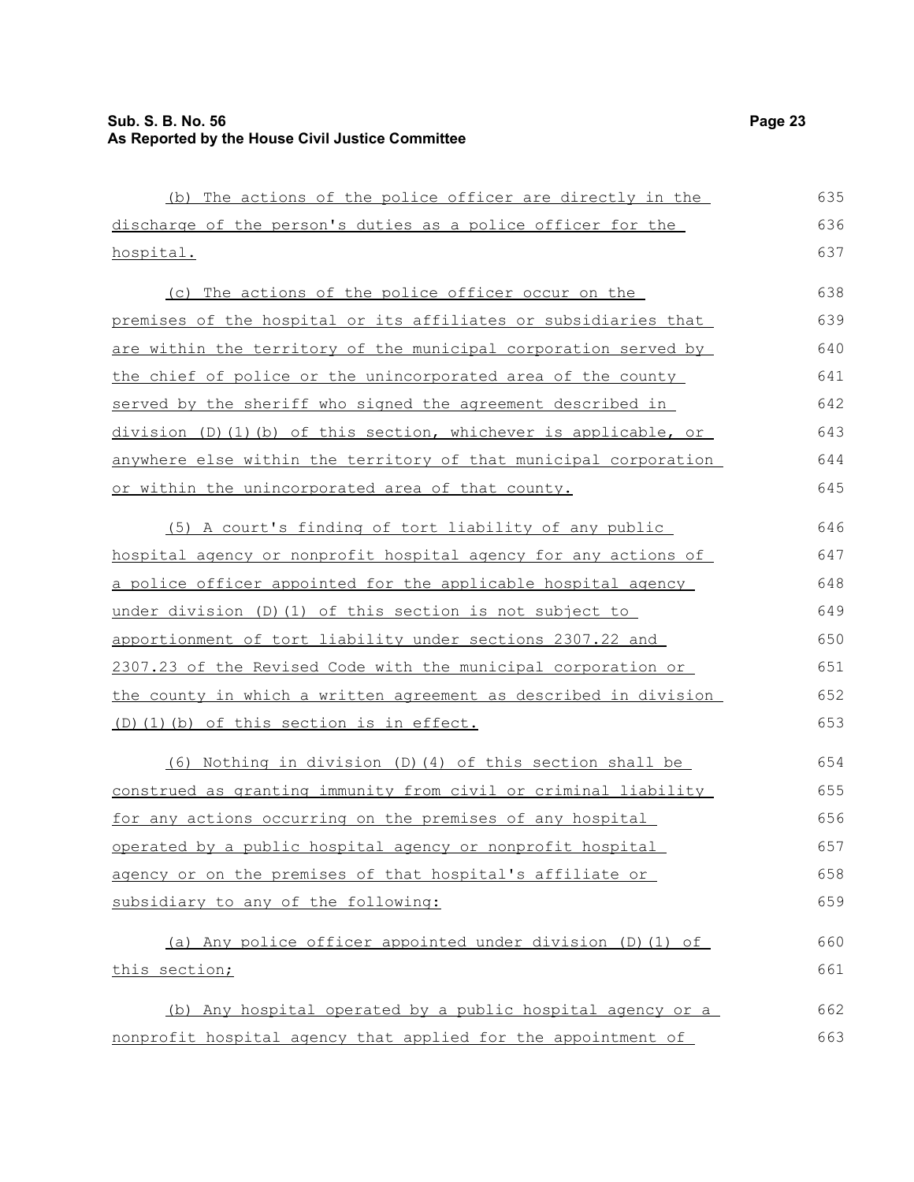(b) The actions of the police officer are directly in the discharge of the person's duties as a police officer for the hospital.

(c) The actions of the police officer occur on the premises of the hospital or its affiliates or subsidiaries that are within the territory of the municipal corporation served by the chief of police or the unincorporated area of the county served by the sheriff who signed the agreement described in division (D)(1)(b) of this section, whichever is applicable, or anywhere else within the territory of that municipal corporation or within the unincorporated area of that county.

(5) A court's finding of tort liability of any public hospital agency or nonprofit hospital agency for any actions of a police officer appointed for the applicable hospital agency under division (D)(1) of this section is not subject to apportionment of tort liability under sections 2307.22 and 2307.23 of the Revised Code with the municipal corporation or the county in which a written agreement as described in division (D)(1)(b) of this section is in effect.

(6) Nothing in division (D)(4) of this section shall be construed as granting immunity from civil or criminal liability for any actions occurring on the premises of any hospital operated by a public hospital agency or nonprofit hospital agency or on the premises of that hospital's affiliate or subsidiary to any of the following:

(a) Any police officer appointed under division (D)(1) of this section;

(b) Any hospital operated by a public hospital agency or a nonprofit hospital agency that applied for the appointment of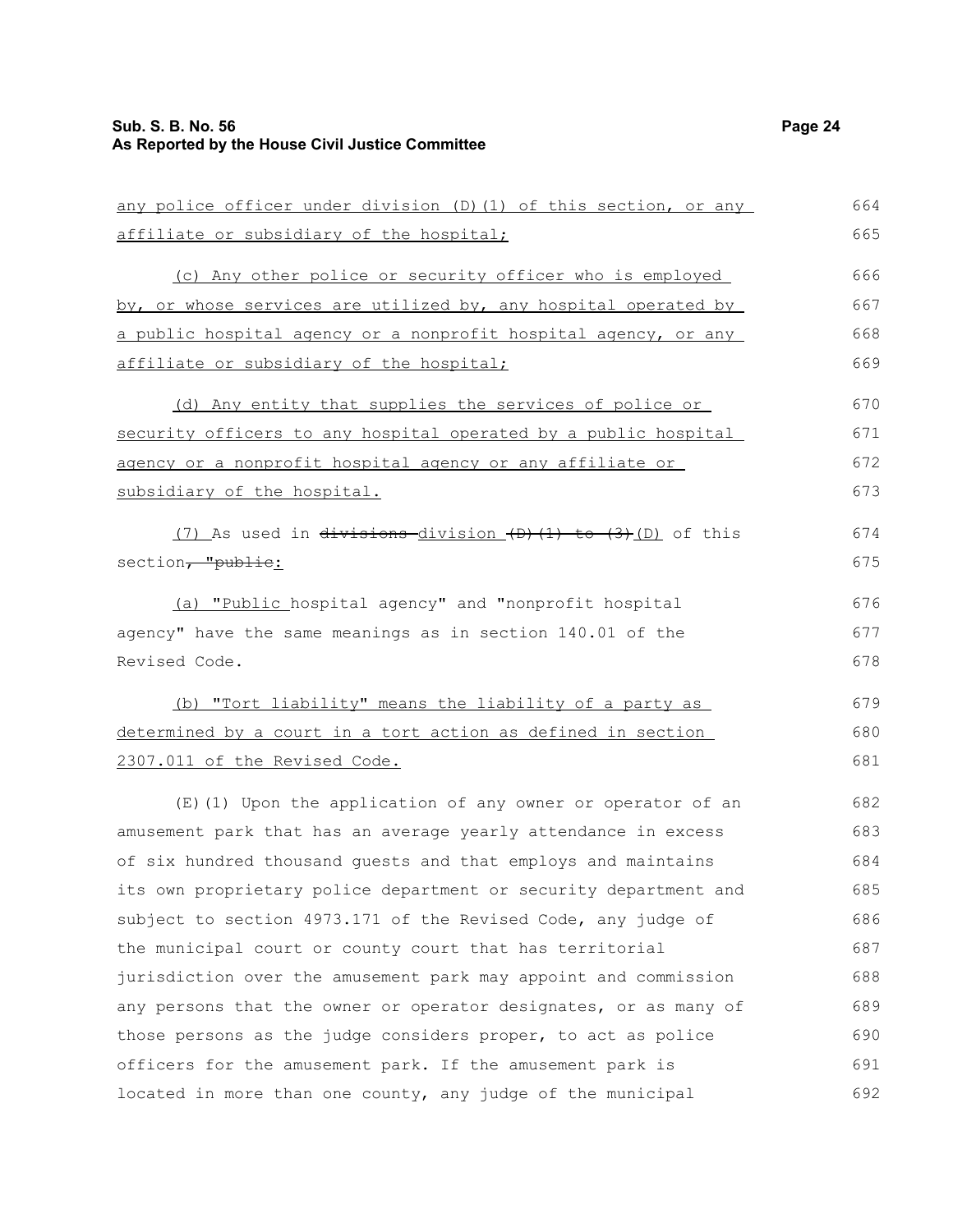any police officer under division (D)(1) of this section, or any affiliate or subsidiary of the hospital;

(c) Any other police or security officer who is employed by, or whose services are utilized by, any hospital operated by a public hospital agency or a nonprofit hospital agency, or any affiliate or subsidiary of the hospital;

(d) Any entity that supplies the services of police or security officers to any hospital operated by a public hospital agency or a nonprofit hospital agency or any affiliate or subsidiary of the hospital.

(7) As used in ~~divisions~~ division ~~(D)(1) to (3)~~(D) of this section~~, "public~~:

(a) "Public hospital agency" and "nonprofit hospital agency" have the same meanings as in section 140.01 of the Revised Code.

(b) "Tort liability" means the liability of a party as determined by a court in a tort action as defined in section 2307.011 of the Revised Code.

(E)(1) Upon the application of any owner or operator of an amusement park that has an average yearly attendance in excess of six hundred thousand guests and that employs and maintains its own proprietary police department or security department and subject to section 4973.171 of the Revised Code, any judge of the municipal court or county court that has territorial jurisdiction over the amusement park may appoint and commission any persons that the owner or operator designates, or as many of those persons as the judge considers proper, to act as police officers for the amusement park. If the amusement park is located in more than one county, any judge of the municipal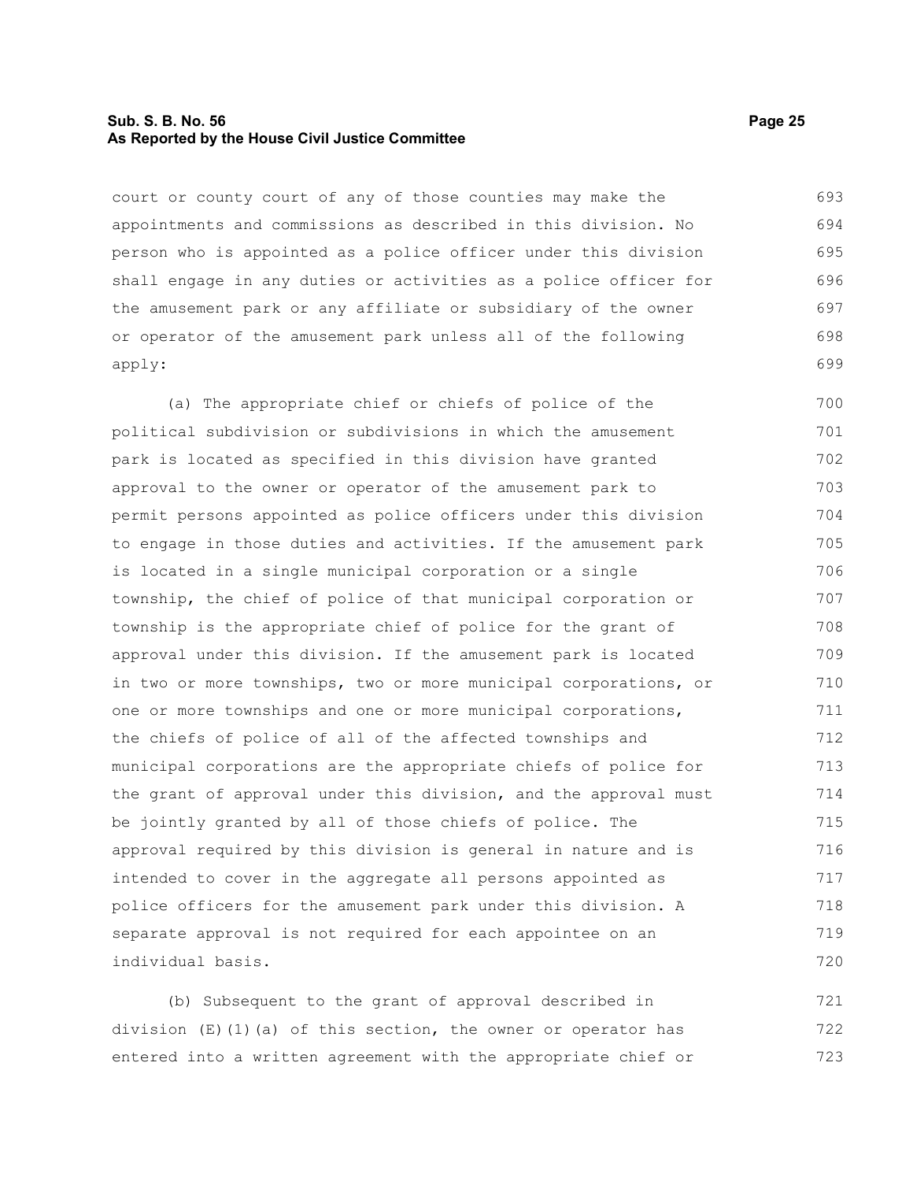court or county court of any of those counties may make the appointments and commissions as described in this division. No person who is appointed as a police officer under this division shall engage in any duties or activities as a police officer for the amusement park or any affiliate or subsidiary of the owner or operator of the amusement park unless all of the following apply:

(a) The appropriate chief or chiefs of police of the political subdivision or subdivisions in which the amusement park is located as specified in this division have granted approval to the owner or operator of the amusement park to permit persons appointed as police officers under this division to engage in those duties and activities. If the amusement park is located in a single municipal corporation or a single township, the chief of police of that municipal corporation or township is the appropriate chief of police for the grant of approval under this division. If the amusement park is located in two or more townships, two or more municipal corporations, or one or more townships and one or more municipal corporations, the chiefs of police of all of the affected townships and municipal corporations are the appropriate chiefs of police for the grant of approval under this division, and the approval must be jointly granted by all of those chiefs of police. The approval required by this division is general in nature and is intended to cover in the aggregate all persons appointed as police officers for the amusement park under this division. A separate approval is not required for each appointee on an individual basis.

(b) Subsequent to the grant of approval described in division (E)(1)(a) of this section, the owner or operator has entered into a written agreement with the appropriate chief or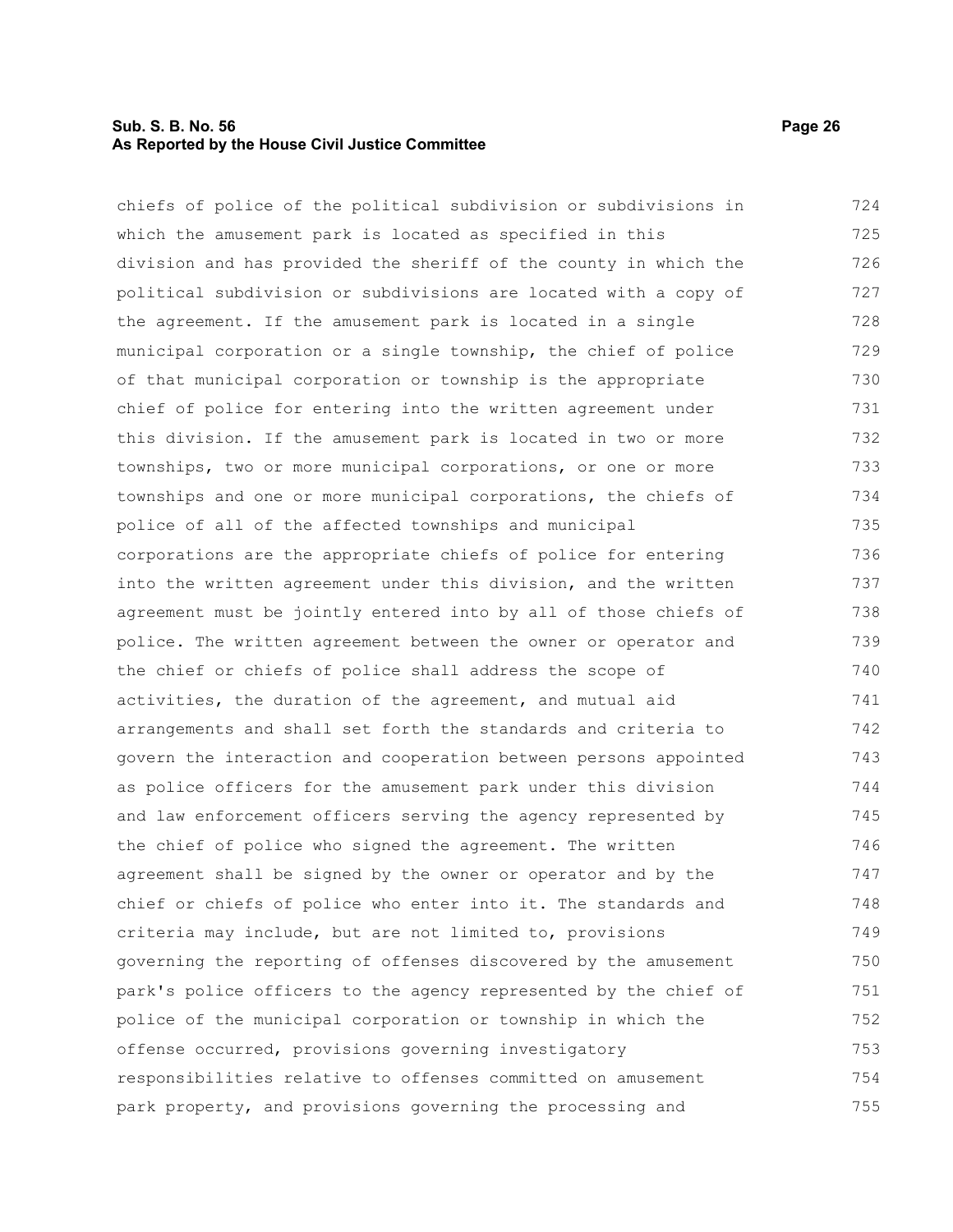chiefs of police of the political subdivision or subdivisions in which the amusement park is located as specified in this division and has provided the sheriff of the county in which the political subdivision or subdivisions are located with a copy of the agreement. If the amusement park is located in a single municipal corporation or a single township, the chief of police of that municipal corporation or township is the appropriate chief of police for entering into the written agreement under this division. If the amusement park is located in two or more townships, two or more municipal corporations, or one or more townships and one or more municipal corporations, the chiefs of police of all of the affected townships and municipal corporations are the appropriate chiefs of police for entering into the written agreement under this division, and the written agreement must be jointly entered into by all of those chiefs of police. The written agreement between the owner or operator and the chief or chiefs of police shall address the scope of activities, the duration of the agreement, and mutual aid arrangements and shall set forth the standards and criteria to govern the interaction and cooperation between persons appointed as police officers for the amusement park under this division and law enforcement officers serving the agency represented by the chief of police who signed the agreement. The written agreement shall be signed by the owner or operator and by the chief or chiefs of police who enter into it. The standards and criteria may include, but are not limited to, provisions governing the reporting of offenses discovered by the amusement park's police officers to the agency represented by the chief of police of the municipal corporation or township in which the offense occurred, provisions governing investigatory responsibilities relative to offenses committed on amusement park property, and provisions governing the processing and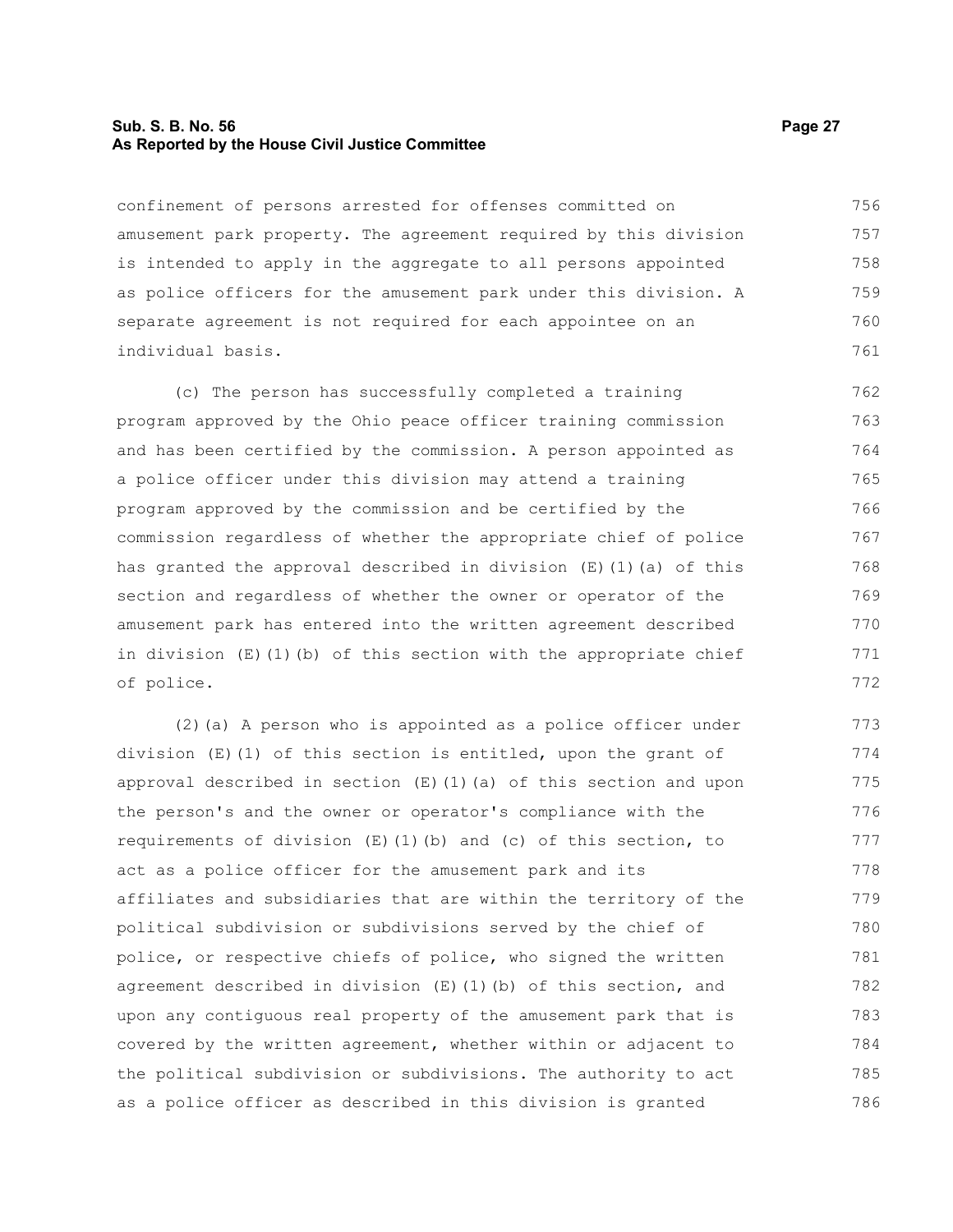confinement of persons arrested for offenses committed on amusement park property. The agreement required by this division is intended to apply in the aggregate to all persons appointed as police officers for the amusement park under this division. A separate agreement is not required for each appointee on an individual basis.

(c) The person has successfully completed a training program approved by the Ohio peace officer training commission and has been certified by the commission. A person appointed as a police officer under this division may attend a training program approved by the commission and be certified by the commission regardless of whether the appropriate chief of police has granted the approval described in division (E)(1)(a) of this section and regardless of whether the owner or operator of the amusement park has entered into the written agreement described in division (E)(1)(b) of this section with the appropriate chief of police.

(2)(a) A person who is appointed as a police officer under division (E)(1) of this section is entitled, upon the grant of approval described in section (E)(1)(a) of this section and upon the person's and the owner or operator's compliance with the requirements of division (E)(1)(b) and (c) of this section, to act as a police officer for the amusement park and its affiliates and subsidiaries that are within the territory of the political subdivision or subdivisions served by the chief of police, or respective chiefs of police, who signed the written agreement described in division (E)(1)(b) of this section, and upon any contiguous real property of the amusement park that is covered by the written agreement, whether within or adjacent to the political subdivision or subdivisions. The authority to act as a police officer as described in this division is granted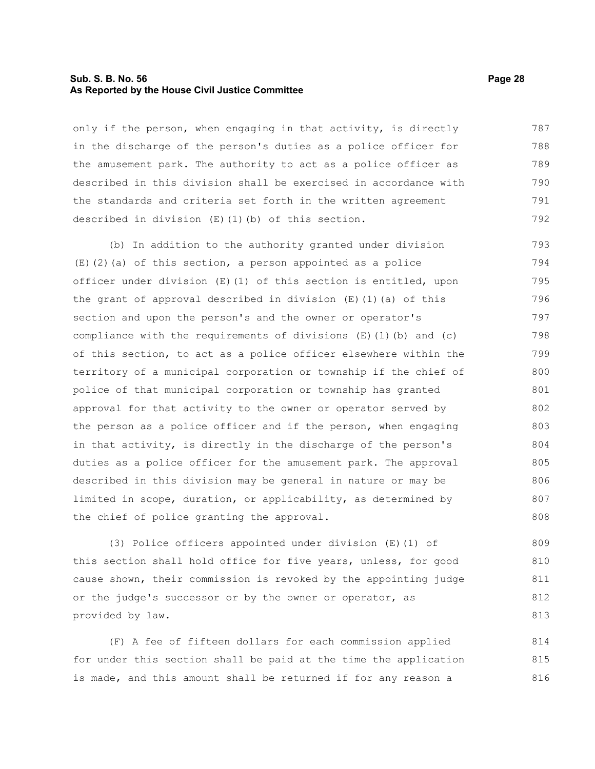only if the person, when engaging in that activity, is directly in the discharge of the person's duties as a police officer for the amusement park. The authority to act as a police officer as described in this division shall be exercised in accordance with the standards and criteria set forth in the written agreement described in division (E)(1)(b) of this section.

(b) In addition to the authority granted under division (E)(2)(a) of this section, a person appointed as a police officer under division (E)(1) of this section is entitled, upon the grant of approval described in division (E)(1)(a) of this section and upon the person's and the owner or operator's compliance with the requirements of divisions (E)(1)(b) and (c) of this section, to act as a police officer elsewhere within the territory of a municipal corporation or township if the chief of police of that municipal corporation or township has granted approval for that activity to the owner or operator served by the person as a police officer and if the person, when engaging in that activity, is directly in the discharge of the person's duties as a police officer for the amusement park. The approval described in this division may be general in nature or may be limited in scope, duration, or applicability, as determined by the chief of police granting the approval.

(3) Police officers appointed under division (E)(1) of this section shall hold office for five years, unless, for good cause shown, their commission is revoked by the appointing judge or the judge's successor or by the owner or operator, as provided by law.

(F) A fee of fifteen dollars for each commission applied for under this section shall be paid at the time the application is made, and this amount shall be returned if for any reason a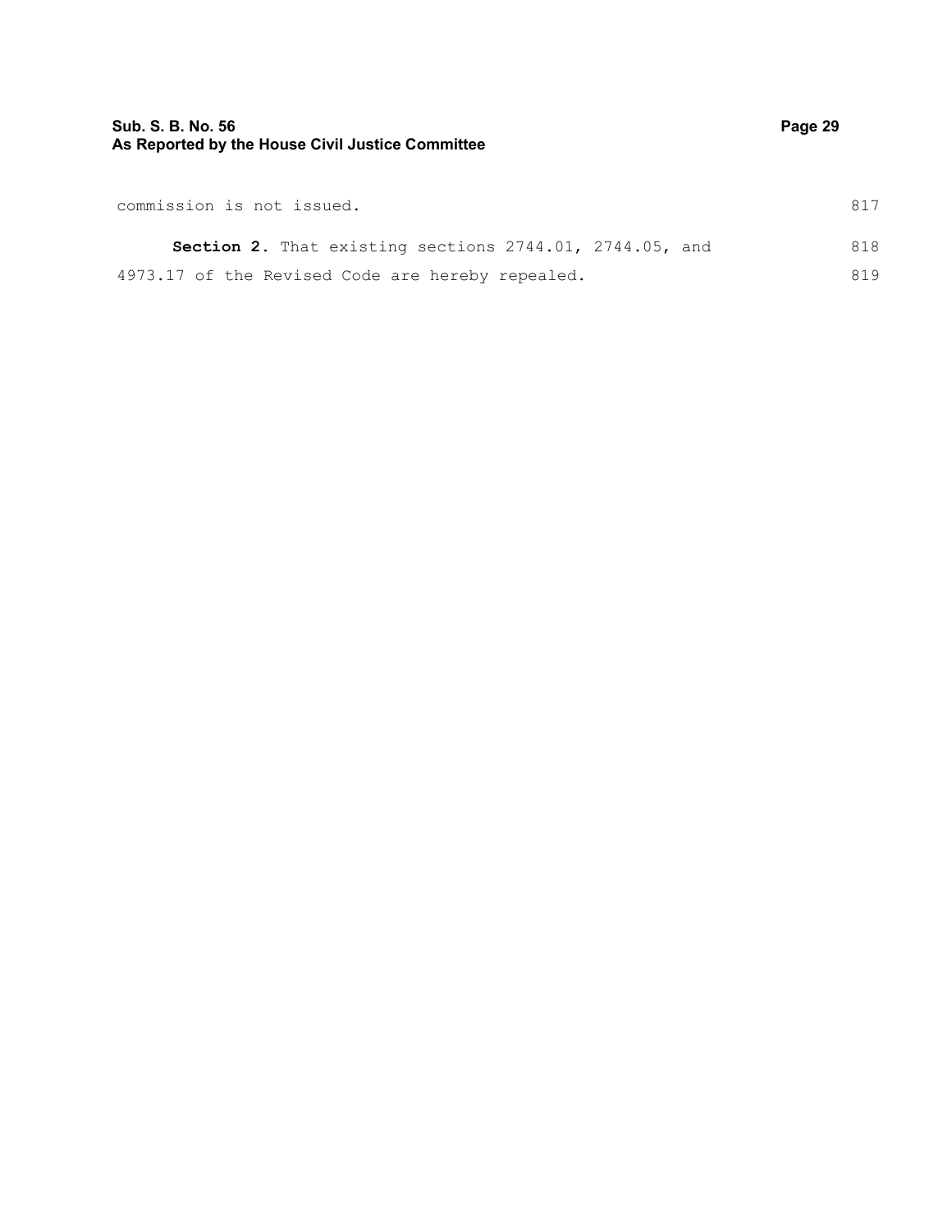commission is not issued.

**Section 2.** That existing sections 2744.01, 2744.05, and 4973.17 of the Revised Code are hereby repealed.